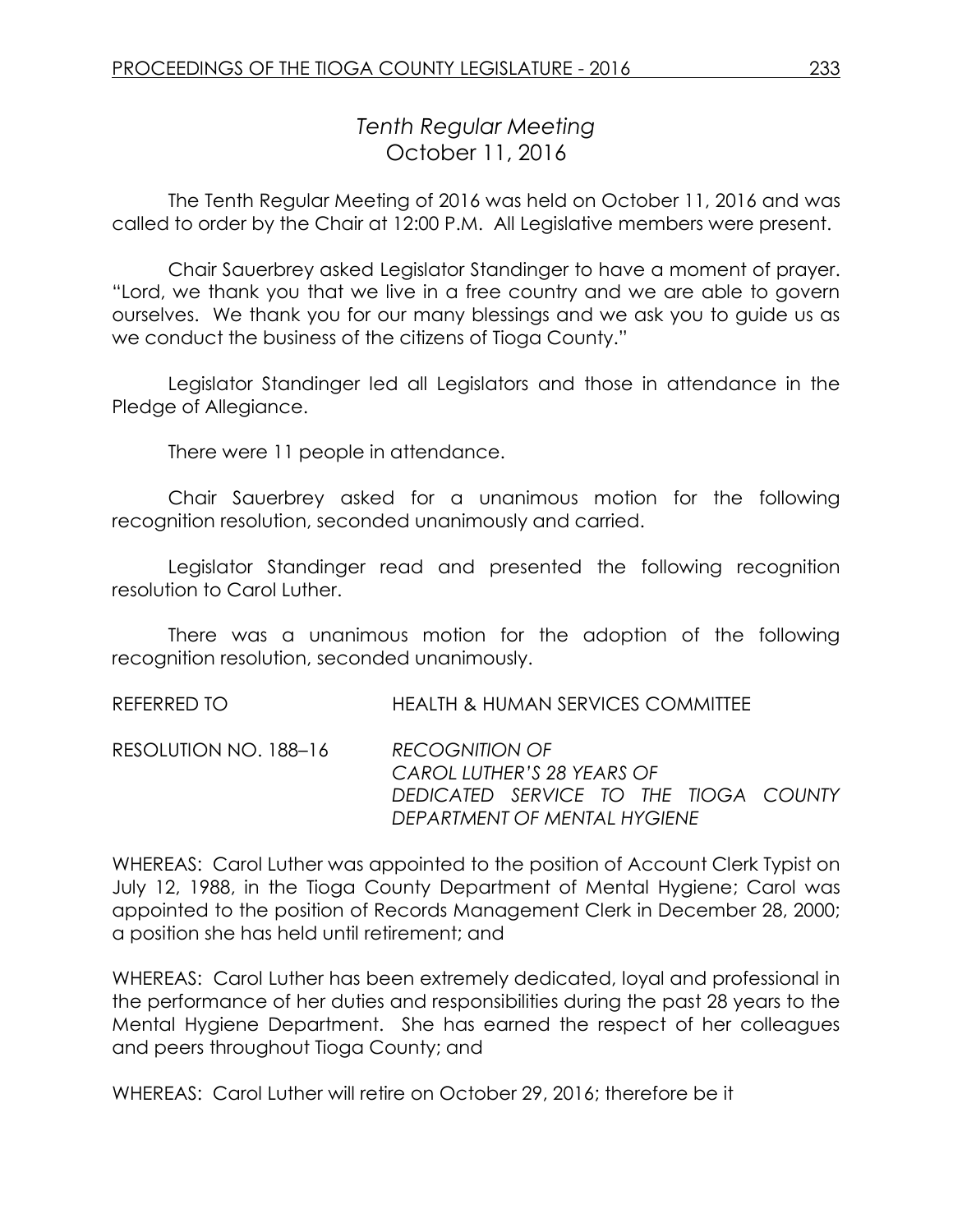# *Tenth Regular Meeting*
## October 11, 2016

The Tenth Regular Meeting of 2016 was held on October 11, 2016 and was called to order by the Chair at 12:00 P.M. All Legislative members were present.

Chair Sauerbrey asked Legislator Standinger to have a moment of prayer. "Lord, we thank you that we live in a free country and we are able to govern ourselves. We thank you for our many blessings and we ask you to guide us as we conduct the business of the citizens of Tioga County."

Legislator Standinger led all Legislators and those in attendance in the Pledge of Allegiance.

There were 11 people in attendance.

Chair Sauerbrey asked for a unanimous motion for the following recognition resolution, seconded unanimously and carried.

Legislator Standinger read and presented the following recognition resolution to Carol Luther.

There was a unanimous motion for the adoption of the following recognition resolution, seconded unanimously.

REFERRED TO HEALTH & HUMAN SERVICES COMMITTEE

RESOLUTION NO. 188–16 *RECOGNITION OF CAROL LUTHER'S 28 YEARS OF DEDICATED SERVICE TO THE TIOGA COUNTY DEPARTMENT OF MENTAL HYGIENE*

WHEREAS: Carol Luther was appointed to the position of Account Clerk Typist on July 12, 1988, in the Tioga County Department of Mental Hygiene; Carol was appointed to the position of Records Management Clerk in December 28, 2000; a position she has held until retirement; and

WHEREAS: Carol Luther has been extremely dedicated, loyal and professional in the performance of her duties and responsibilities during the past 28 years to the Mental Hygiene Department. She has earned the respect of her colleagues and peers throughout Tioga County; and

WHEREAS: Carol Luther will retire on October 29, 2016; therefore be it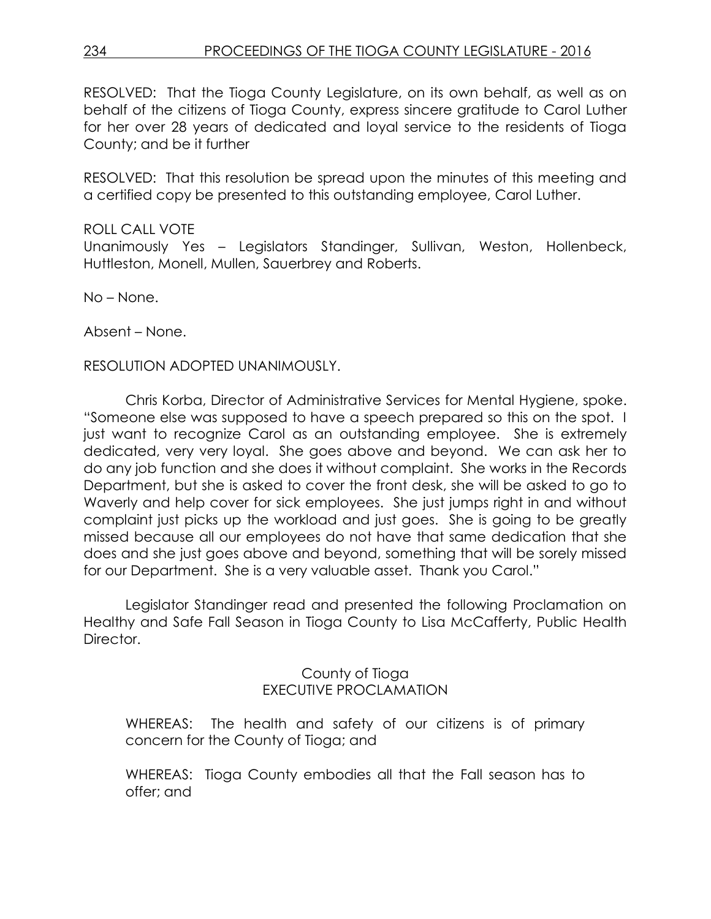RESOLVED: That the Tioga County Legislature, on its own behalf, as well as on behalf of the citizens of Tioga County, express sincere gratitude to Carol Luther for her over 28 years of dedicated and loyal service to the residents of Tioga County; and be it further

RESOLVED: That this resolution be spread upon the minutes of this meeting and a certified copy be presented to this outstanding employee, Carol Luther.

ROLL CALL VOTE
Unanimously Yes – Legislators Standinger, Sullivan, Weston, Hollenbeck, Huttleston, Monell, Mullen, Sauerbrey and Roberts.

No – None.

Absent – None.

RESOLUTION ADOPTED UNANIMOUSLY.

Chris Korba, Director of Administrative Services for Mental Hygiene, spoke. "Someone else was supposed to have a speech prepared so this on the spot. I just want to recognize Carol as an outstanding employee. She is extremely dedicated, very very loyal. She goes above and beyond. We can ask her to do any job function and she does it without complaint. She works in the Records Department, but she is asked to cover the front desk, she will be asked to go to Waverly and help cover for sick employees. She just jumps right in and without complaint just picks up the workload and just goes. She is going to be greatly missed because all our employees do not have that same dedication that she does and she just goes above and beyond, something that will be sorely missed for our Department. She is a very valuable asset. Thank you Carol."

Legislator Standinger read and presented the following Proclamation on Healthy and Safe Fall Season in Tioga County to Lisa McCafferty, Public Health Director.

County of Tioga
EXECUTIVE PROCLAMATION

WHEREAS: The health and safety of our citizens is of primary concern for the County of Tioga; and

WHEREAS: Tioga County embodies all that the Fall season has to offer; and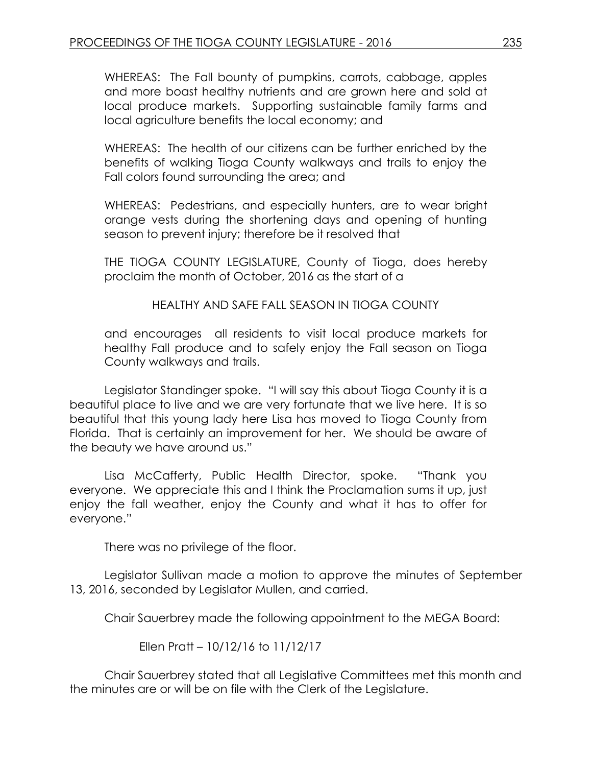WHEREAS: The Fall bounty of pumpkins, carrots, cabbage, apples and more boast healthy nutrients and are grown here and sold at local produce markets. Supporting sustainable family farms and local agriculture benefits the local economy; and

WHEREAS: The health of our citizens can be further enriched by the benefits of walking Tioga County walkways and trails to enjoy the Fall colors found surrounding the area; and

WHEREAS: Pedestrians, and especially hunters, are to wear bright orange vests during the shortening days and opening of hunting season to prevent injury; therefore be it resolved that

THE TIOGA COUNTY LEGISLATURE, County of Tioga, does hereby proclaim the month of October, 2016 as the start of a

HEALTHY AND SAFE FALL SEASON IN TIOGA COUNTY

and encourages all residents to visit local produce markets for healthy Fall produce and to safely enjoy the Fall season on Tioga County walkways and trails.

Legislator Standinger spoke. "I will say this about Tioga County it is a beautiful place to live and we are very fortunate that we live here. It is so beautiful that this young lady here Lisa has moved to Tioga County from Florida. That is certainly an improvement for her. We should be aware of the beauty we have around us."

Lisa McCafferty, Public Health Director, spoke. "Thank you everyone. We appreciate this and I think the Proclamation sums it up, just enjoy the fall weather, enjoy the County and what it has to offer for everyone."

There was no privilege of the floor.

Legislator Sullivan made a motion to approve the minutes of September 13, 2016, seconded by Legislator Mullen, and carried.

Chair Sauerbrey made the following appointment to the MEGA Board:

Ellen Pratt – 10/12/16 to 11/12/17

Chair Sauerbrey stated that all Legislative Committees met this month and the minutes are or will be on file with the Clerk of the Legislature.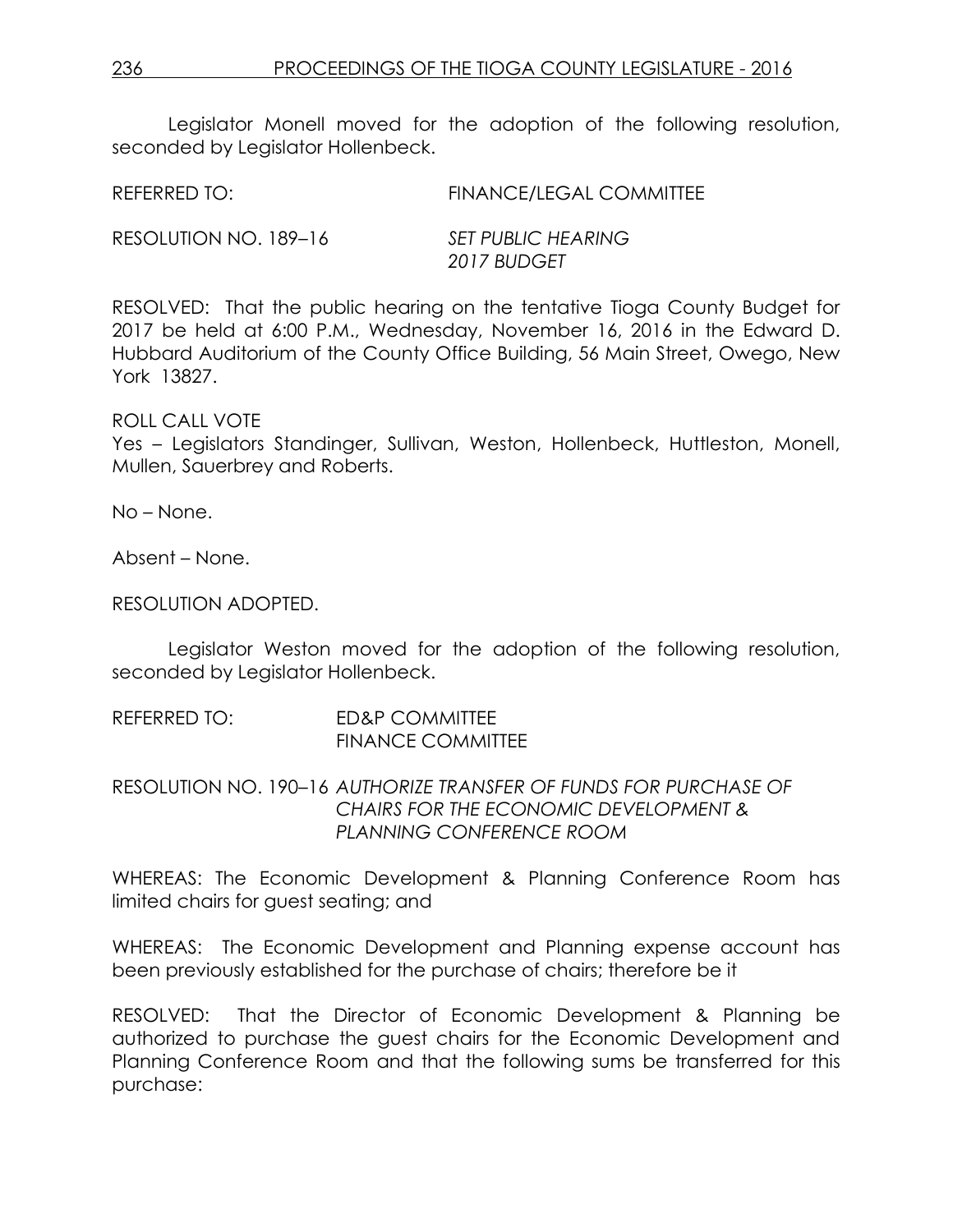Legislator Monell moved for the adoption of the following resolution, seconded by Legislator Hollenbeck.

REFERRED TO: FINANCE/LEGAL COMMITTEE

RESOLUTION NO. 189–16 *SET PUBLIC HEARING 2017 BUDGET*

RESOLVED: That the public hearing on the tentative Tioga County Budget for 2017 be held at 6:00 P.M., Wednesday, November 16, 2016 in the Edward D. Hubbard Auditorium of the County Office Building, 56 Main Street, Owego, New York 13827.

ROLL CALL VOTE
Yes – Legislators Standinger, Sullivan, Weston, Hollenbeck, Huttleston, Monell, Mullen, Sauerbrey and Roberts.

No – None.

Absent – None.

RESOLUTION ADOPTED.

Legislator Weston moved for the adoption of the following resolution, seconded by Legislator Hollenbeck.

REFERRED TO: ED&P COMMITTEE
FINANCE COMMITTEE

RESOLUTION NO. 190–16 *AUTHORIZE TRANSFER OF FUNDS FOR PURCHASE OF CHAIRS FOR THE ECONOMIC DEVELOPMENT & PLANNING CONFERENCE ROOM*

WHEREAS: The Economic Development & Planning Conference Room has limited chairs for guest seating; and

WHEREAS: The Economic Development and Planning expense account has been previously established for the purchase of chairs; therefore be it

RESOLVED: That the Director of Economic Development & Planning be authorized to purchase the guest chairs for the Economic Development and Planning Conference Room and that the following sums be transferred for this purchase: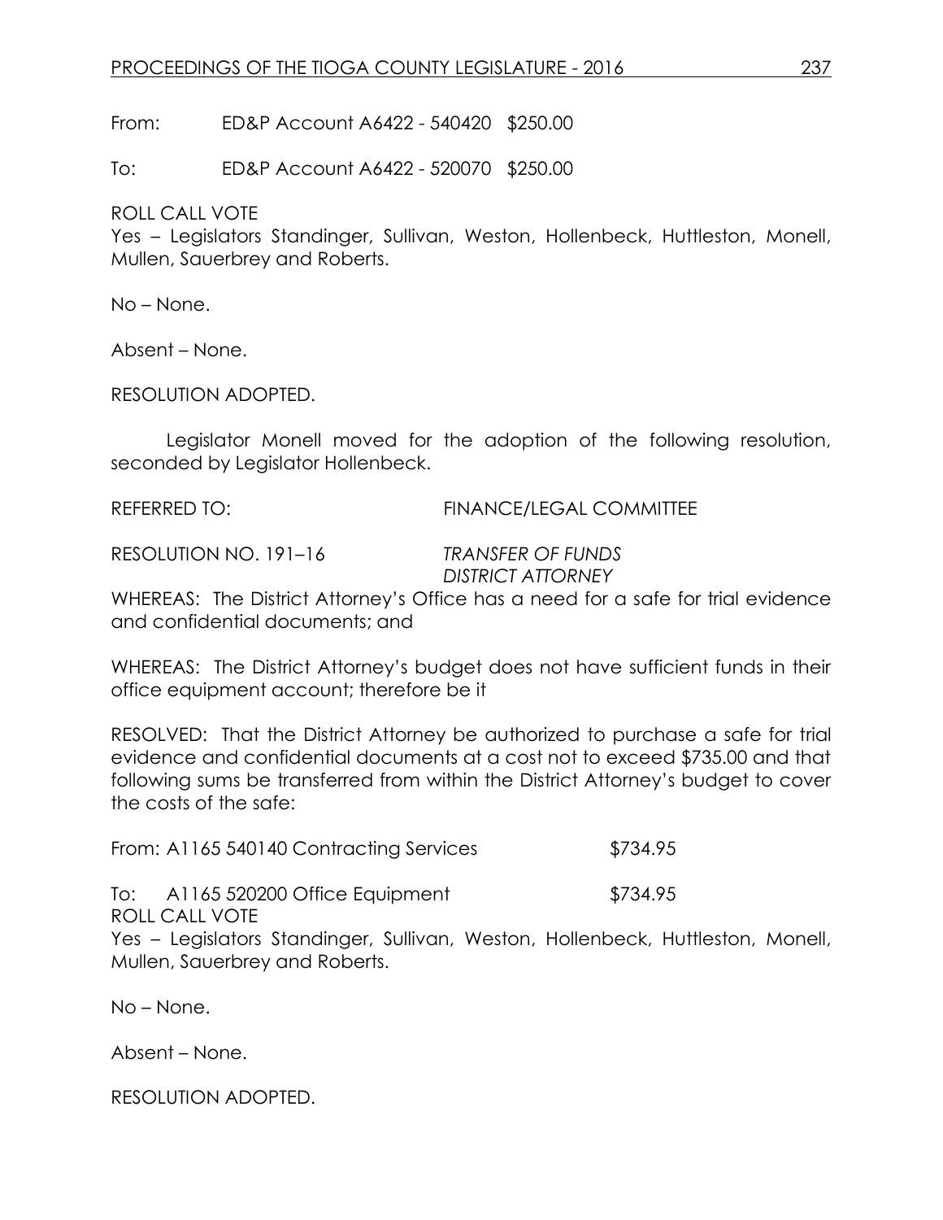From: ED&P Account A6422 - 540420 $250.00

To: ED&P Account A6422 - 520070 $250.00

ROLL CALL VOTE
Yes – Legislators Standinger, Sullivan, Weston, Hollenbeck, Huttleston, Monell, Mullen, Sauerbrey and Roberts.

No – None.

Absent – None.

RESOLUTION ADOPTED.

Legislator Monell moved for the adoption of the following resolution, seconded by Legislator Hollenbeck.

REFERRED TO: FINANCE/LEGAL COMMITTEE

RESOLUTION NO. 191–16 *TRANSFER OF FUNDS*
*DISTRICT ATTORNEY*

WHEREAS: The District Attorney's Office has a need for a safe for trial evidence and confidential documents; and

WHEREAS: The District Attorney's budget does not have sufficient funds in their office equipment account; therefore be it

RESOLVED: That the District Attorney be authorized to purchase a safe for trial evidence and confidential documents at a cost not to exceed $735.00 and that following sums be transferred from within the District Attorney's budget to cover the costs of the safe:

From: A1165 540140 Contracting Services $734.95

To: A1165 520200 Office Equipment $734.95

ROLL CALL VOTE
Yes – Legislators Standinger, Sullivan, Weston, Hollenbeck, Huttleston, Monell, Mullen, Sauerbrey and Roberts.

No – None.

Absent – None.

RESOLUTION ADOPTED.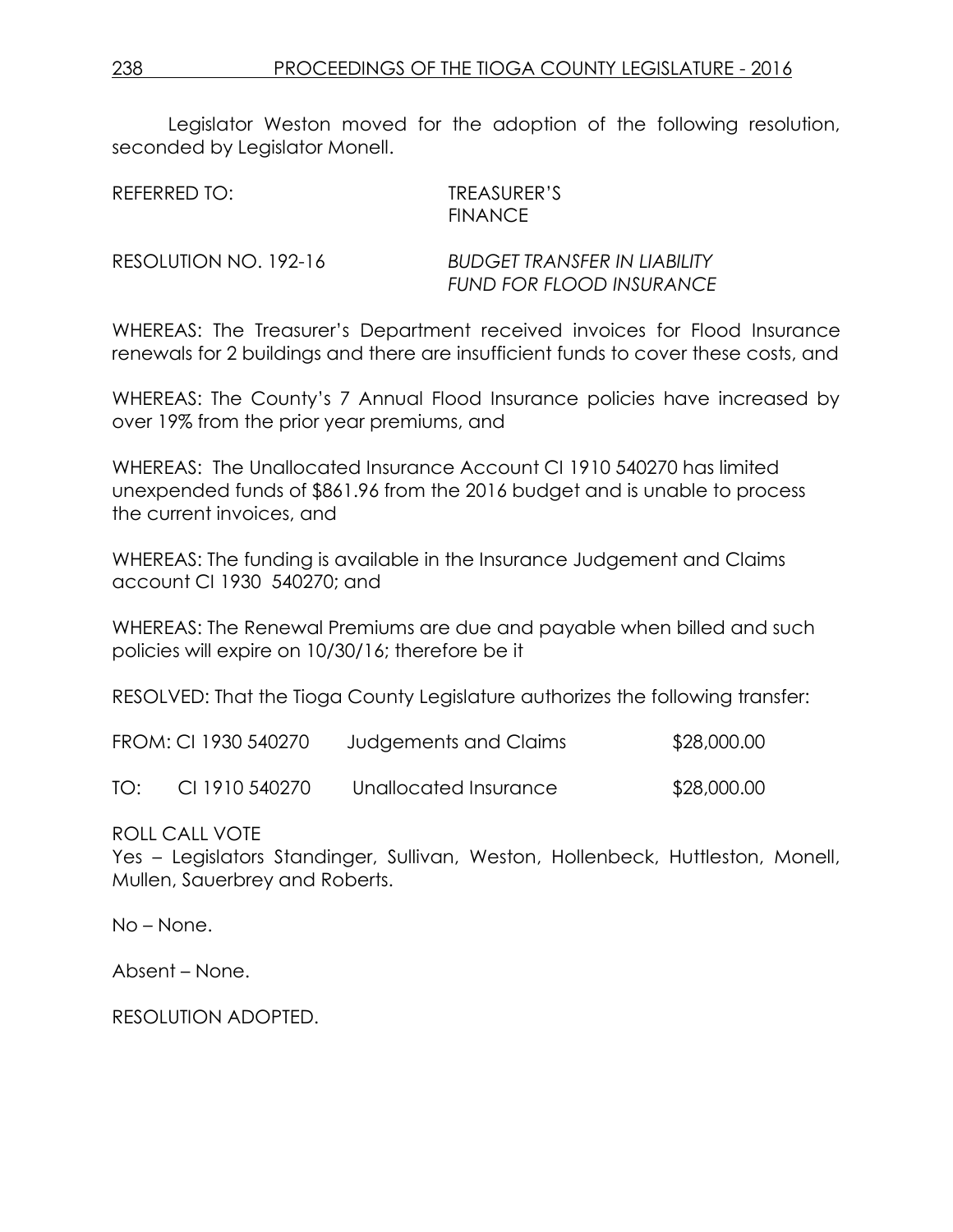Legislator Weston moved for the adoption of the following resolution, seconded by Legislator Monell.

REFERRED TO: TREASURER'S
FINANCE

RESOLUTION NO. 192-16 *BUDGET TRANSFER IN LIABILITY FUND FOR FLOOD INSURANCE*

WHEREAS: The Treasurer's Department received invoices for Flood Insurance renewals for 2 buildings and there are insufficient funds to cover these costs, and

WHEREAS: The County's 7 Annual Flood Insurance policies have increased by over 19% from the prior year premiums, and

WHEREAS: The Unallocated Insurance Account CI 1910 540270 has limited unexpended funds of $861.96 from the 2016 budget and is unable to process the current invoices, and

WHEREAS: The funding is available in the Insurance Judgement and Claims account CI 1930 540270; and

WHEREAS: The Renewal Premiums are due and payable when billed and such policies will expire on 10/30/16; therefore be it

RESOLVED: That the Tioga County Legislature authorizes the following transfer:

| | | | |
|---|---|---|---|
| FROM: | CI 1930 540270 | Judgements and Claims | $28,000.00 |
| TO: | CI 1910 540270 | Unallocated Insurance | $28,000.00 |

ROLL CALL VOTE
Yes – Legislators Standinger, Sullivan, Weston, Hollenbeck, Huttleston, Monell, Mullen, Sauerbrey and Roberts.

No – None.

Absent – None.

RESOLUTION ADOPTED.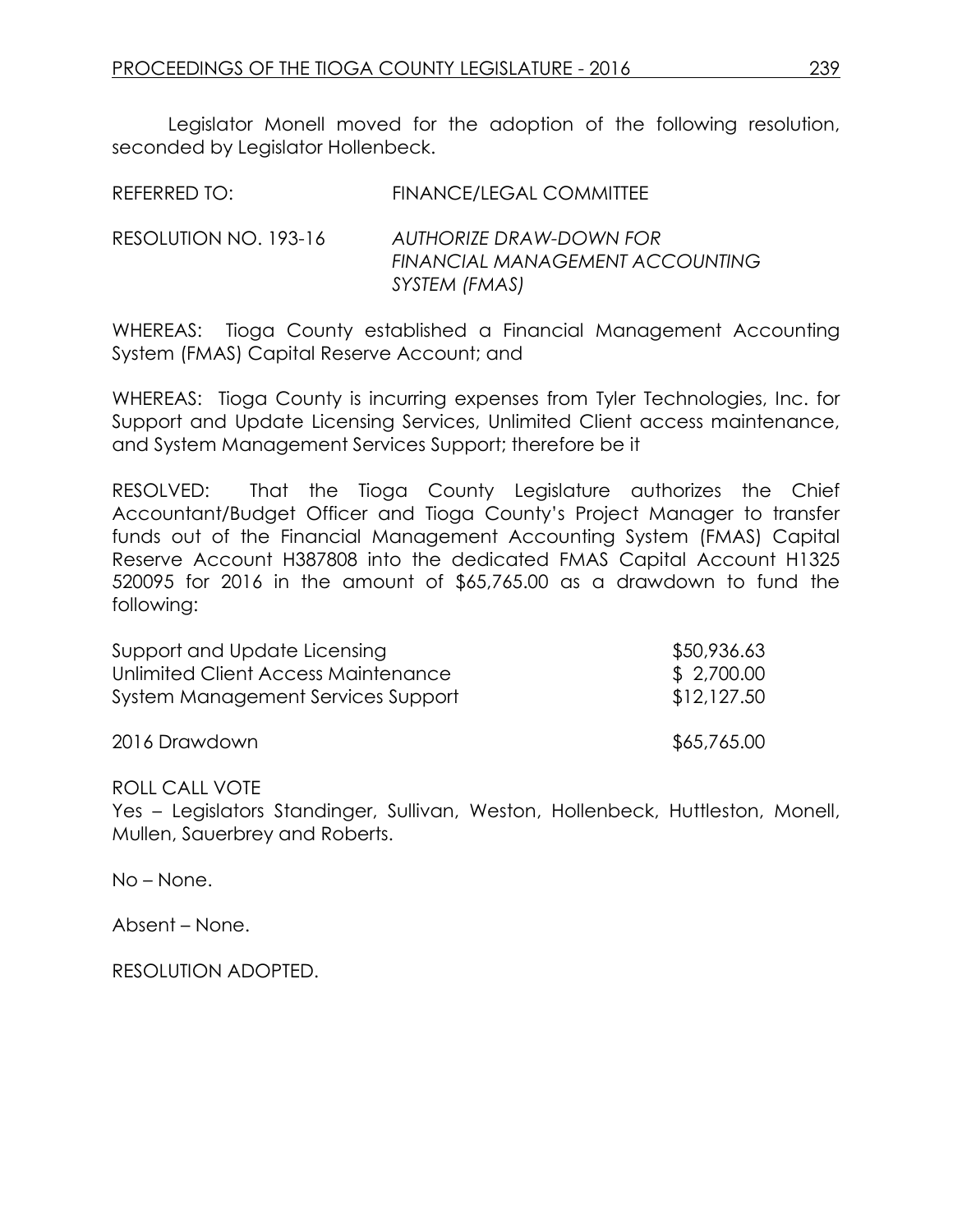Legislator Monell moved for the adoption of the following resolution, seconded by Legislator Hollenbeck.

REFERRED TO: FINANCE/LEGAL COMMITTEE

RESOLUTION NO. 193-16 *AUTHORIZE DRAW-DOWN FOR FINANCIAL MANAGEMENT ACCOUNTING SYSTEM (FMAS)*

WHEREAS: Tioga County established a Financial Management Accounting System (FMAS) Capital Reserve Account; and

WHEREAS: Tioga County is incurring expenses from Tyler Technologies, Inc. for Support and Update Licensing Services, Unlimited Client access maintenance, and System Management Services Support; therefore be it

RESOLVED: That the Tioga County Legislature authorizes the Chief Accountant/Budget Officer and Tioga County's Project Manager to transfer funds out of the Financial Management Accounting System (FMAS) Capital Reserve Account H387808 into the dedicated FMAS Capital Account H1325 520095 for 2016 in the amount of $65,765.00 as a drawdown to fund the following:

| | |
|---|---|
| Support and Update Licensing | $50,936.63 |
| Unlimited Client Access Maintenance | $ 2,700.00 |
| System Management Services Support | $12,127.50 |
| 2016 Drawdown | $65,765.00 |

ROLL CALL VOTE
Yes – Legislators Standinger, Sullivan, Weston, Hollenbeck, Huttleston, Monell, Mullen, Sauerbrey and Roberts.

No – None.

Absent – None.

RESOLUTION ADOPTED.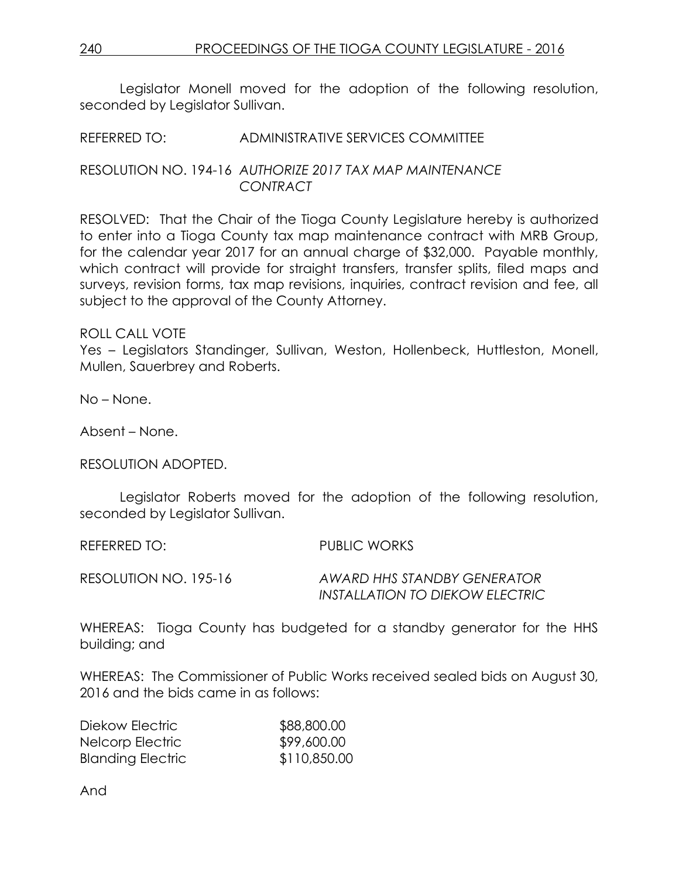Legislator Monell moved for the adoption of the following resolution, seconded by Legislator Sullivan.

REFERRED TO: ADMINISTRATIVE SERVICES COMMITTEE

RESOLUTION NO. 194-16 *AUTHORIZE 2017 TAX MAP MAINTENANCE CONTRACT*

RESOLVED: That the Chair of the Tioga County Legislature hereby is authorized to enter into a Tioga County tax map maintenance contract with MRB Group, for the calendar year 2017 for an annual charge of $32,000. Payable monthly, which contract will provide for straight transfers, transfer splits, filed maps and surveys, revision forms, tax map revisions, inquiries, contract revision and fee, all subject to the approval of the County Attorney.

ROLL CALL VOTE
Yes – Legislators Standinger, Sullivan, Weston, Hollenbeck, Huttleston, Monell, Mullen, Sauerbrey and Roberts.

No – None.

Absent – None.

RESOLUTION ADOPTED.

Legislator Roberts moved for the adoption of the following resolution, seconded by Legislator Sullivan.

REFERRED TO: PUBLIC WORKS

RESOLUTION NO. 195-16 *AWARD HHS STANDBY GENERATOR INSTALLATION TO DIEKOW ELECTRIC*

WHEREAS: Tioga County has budgeted for a standby generator for the HHS building; and

WHEREAS: The Commissioner of Public Works received sealed bids on August 30, 2016 and the bids came in as follows:

| | |
|---|---|
| Diekow Electric | $88,800.00 |
| Nelcorp Electric | $99,600.00 |
| Blanding Electric | $110,850.00 |

And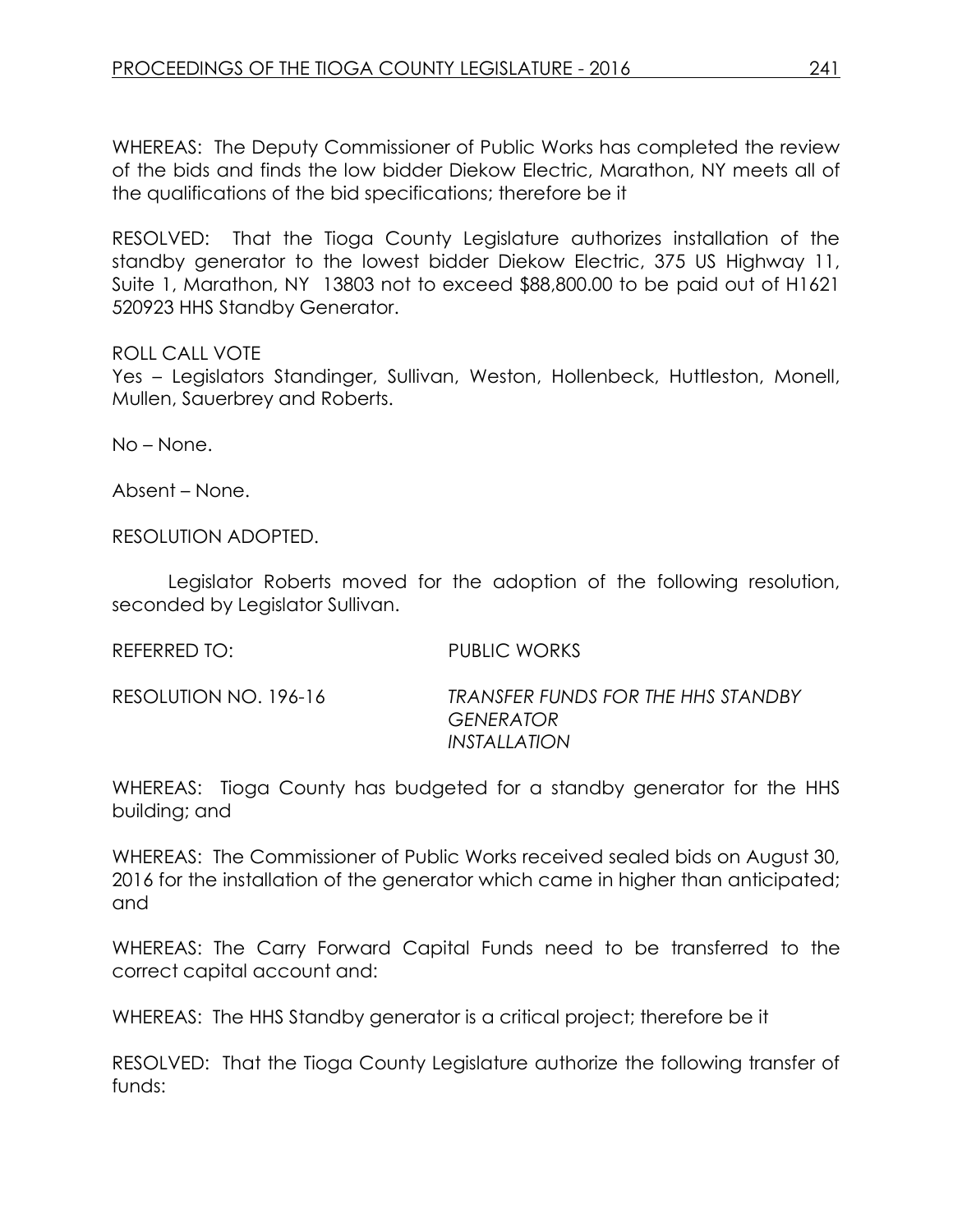WHEREAS: The Deputy Commissioner of Public Works has completed the review of the bids and finds the low bidder Diekow Electric, Marathon, NY meets all of the qualifications of the bid specifications; therefore be it

RESOLVED: That the Tioga County Legislature authorizes installation of the standby generator to the lowest bidder Diekow Electric, 375 US Highway 11, Suite 1, Marathon, NY 13803 not to exceed $88,800.00 to be paid out of H1621 520923 HHS Standby Generator.

ROLL CALL VOTE
Yes – Legislators Standinger, Sullivan, Weston, Hollenbeck, Huttleston, Monell, Mullen, Sauerbrey and Roberts.

No – None.

Absent – None.

RESOLUTION ADOPTED.

Legislator Roberts moved for the adoption of the following resolution, seconded by Legislator Sullivan.

REFERRED TO: PUBLIC WORKS

RESOLUTION NO. 196-16 *TRANSFER FUNDS FOR THE HHS STANDBY GENERATOR INSTALLATION*

WHEREAS: Tioga County has budgeted for a standby generator for the HHS building; and

WHEREAS: The Commissioner of Public Works received sealed bids on August 30, 2016 for the installation of the generator which came in higher than anticipated; and

WHEREAS: The Carry Forward Capital Funds need to be transferred to the correct capital account and:

WHEREAS: The HHS Standby generator is a critical project; therefore be it

RESOLVED: That the Tioga County Legislature authorize the following transfer of funds: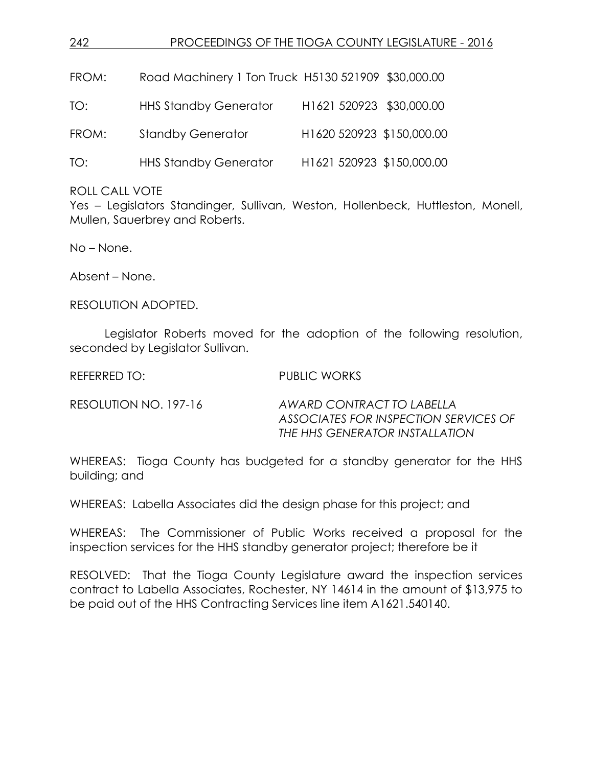FROM: Road Machinery 1 Ton Truck H5130 521909 $30,000.00

TO: HHS Standby Generator H1621 520923 $30,000.00

FROM: Standby Generator H1620 520923 $150,000.00

TO: HHS Standby Generator H1621 520923 $150,000.00

ROLL CALL VOTE
Yes – Legislators Standinger, Sullivan, Weston, Hollenbeck, Huttleston, Monell, Mullen, Sauerbrey and Roberts.

No – None.

Absent – None.

RESOLUTION ADOPTED.

Legislator Roberts moved for the adoption of the following resolution, seconded by Legislator Sullivan.

REFERRED TO: PUBLIC WORKS

RESOLUTION NO. 197-16 *AWARD CONTRACT TO LABELLA ASSOCIATES FOR INSPECTION SERVICES OF THE HHS GENERATOR INSTALLATION*

WHEREAS: Tioga County has budgeted for a standby generator for the HHS building; and

WHEREAS: Labella Associates did the design phase for this project; and

WHEREAS: The Commissioner of Public Works received a proposal for the inspection services for the HHS standby generator project; therefore be it

RESOLVED: That the Tioga County Legislature award the inspection services contract to Labella Associates, Rochester, NY 14614 in the amount of $13,975 to be paid out of the HHS Contracting Services line item A1621.540140.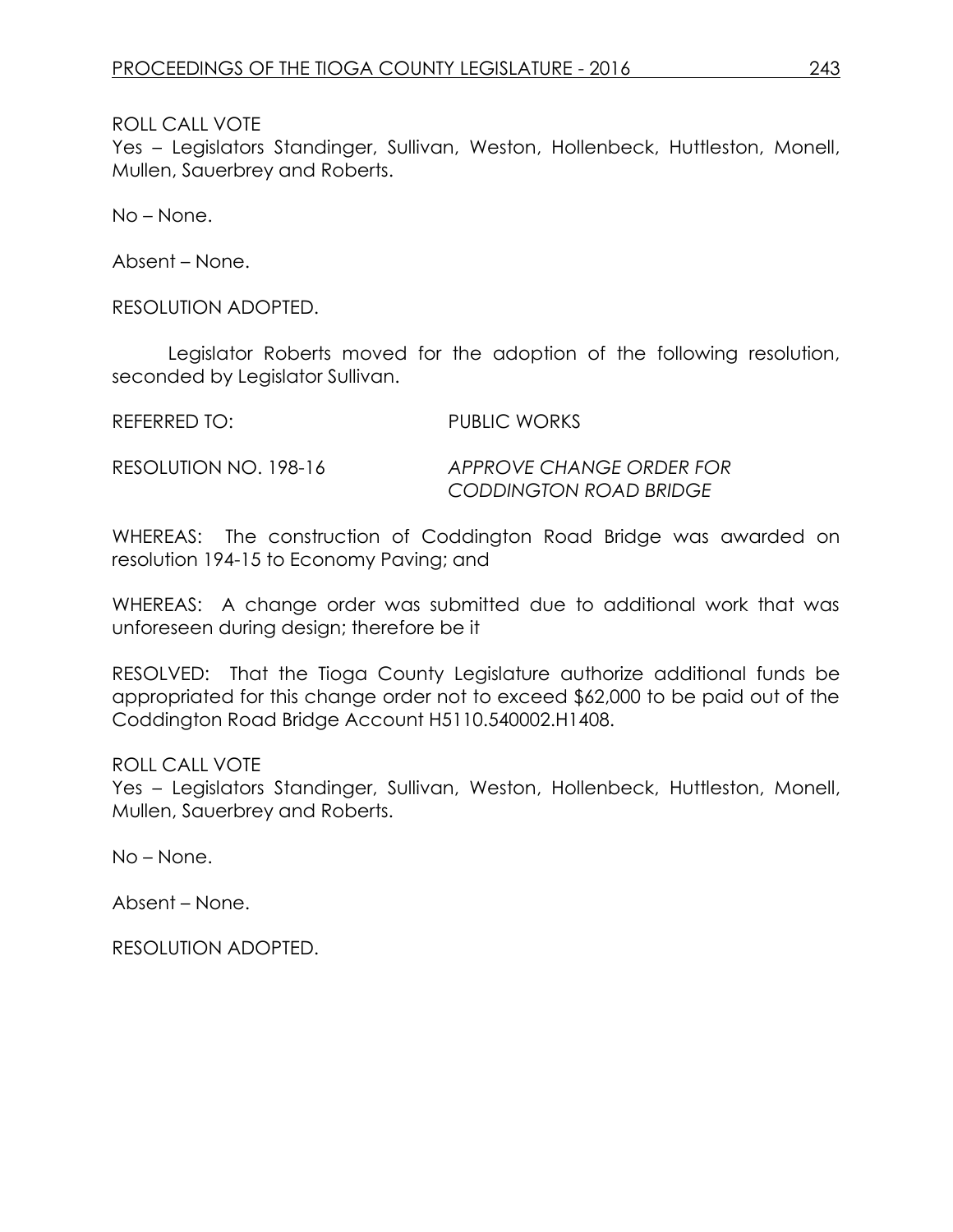ROLL CALL VOTE
Yes – Legislators Standinger, Sullivan, Weston, Hollenbeck, Huttleston, Monell, Mullen, Sauerbrey and Roberts.

No – None.

Absent – None.

RESOLUTION ADOPTED.

Legislator Roberts moved for the adoption of the following resolution, seconded by Legislator Sullivan.

REFERRED TO: PUBLIC WORKS

RESOLUTION NO. 198-16 *APPROVE CHANGE ORDER FOR CODDINGTON ROAD BRIDGE*

WHEREAS: The construction of Coddington Road Bridge was awarded on resolution 194-15 to Economy Paving; and

WHEREAS: A change order was submitted due to additional work that was unforeseen during design; therefore be it

RESOLVED: That the Tioga County Legislature authorize additional funds be appropriated for this change order not to exceed $62,000 to be paid out of the Coddington Road Bridge Account H5110.540002.H1408.

ROLL CALL VOTE
Yes – Legislators Standinger, Sullivan, Weston, Hollenbeck, Huttleston, Monell, Mullen, Sauerbrey and Roberts.

No – None.

Absent – None.

RESOLUTION ADOPTED.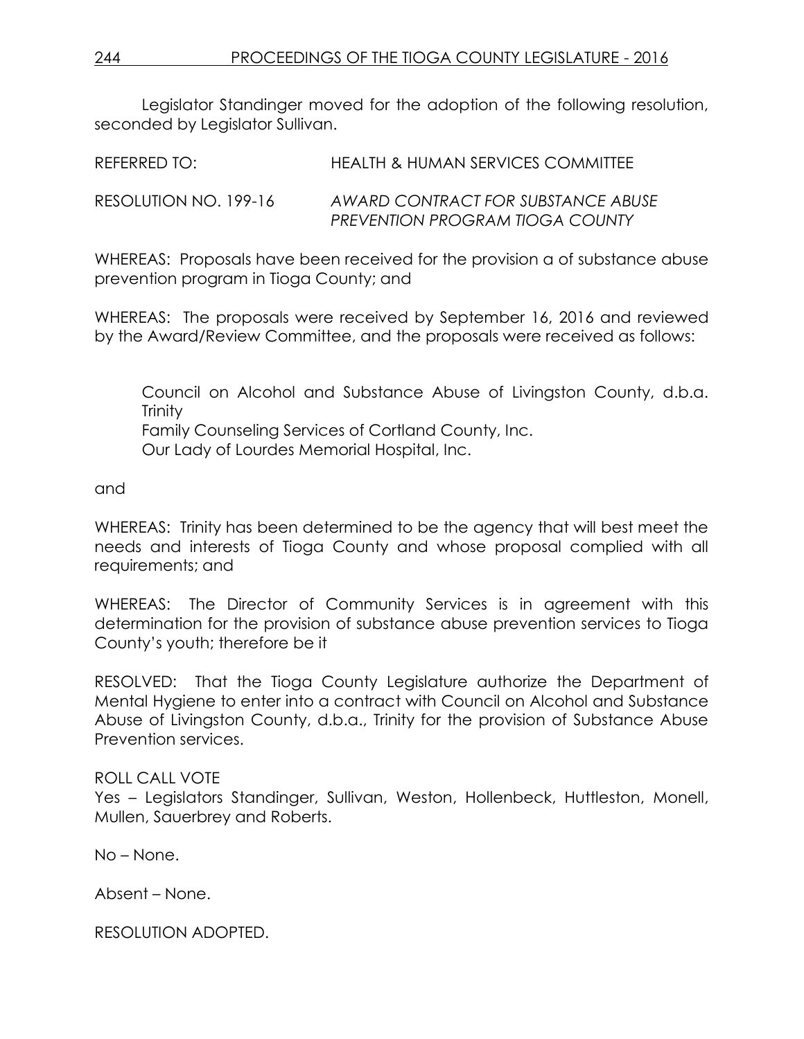Legislator Standinger moved for the adoption of the following resolution, seconded by Legislator Sullivan.

REFERRED TO: HEALTH & HUMAN SERVICES COMMITTEE

RESOLUTION NO. 199-16 *AWARD CONTRACT FOR SUBSTANCE ABUSE PREVENTION PROGRAM TIOGA COUNTY*

WHEREAS: Proposals have been received for the provision a of substance abuse prevention program in Tioga County; and

WHEREAS: The proposals were received by September 16, 2016 and reviewed by the Award/Review Committee, and the proposals were received as follows:

Council on Alcohol and Substance Abuse of Livingston County, d.b.a. Trinity
Family Counseling Services of Cortland County, Inc.
Our Lady of Lourdes Memorial Hospital, Inc.

and

WHEREAS: Trinity has been determined to be the agency that will best meet the needs and interests of Tioga County and whose proposal complied with all requirements; and

WHEREAS: The Director of Community Services is in agreement with this determination for the provision of substance abuse prevention services to Tioga County's youth; therefore be it

RESOLVED: That the Tioga County Legislature authorize the Department of Mental Hygiene to enter into a contract with Council on Alcohol and Substance Abuse of Livingston County, d.b.a., Trinity for the provision of Substance Abuse Prevention services.

ROLL CALL VOTE
Yes – Legislators Standinger, Sullivan, Weston, Hollenbeck, Huttleston, Monell, Mullen, Sauerbrey and Roberts.

No – None.

Absent – None.

RESOLUTION ADOPTED.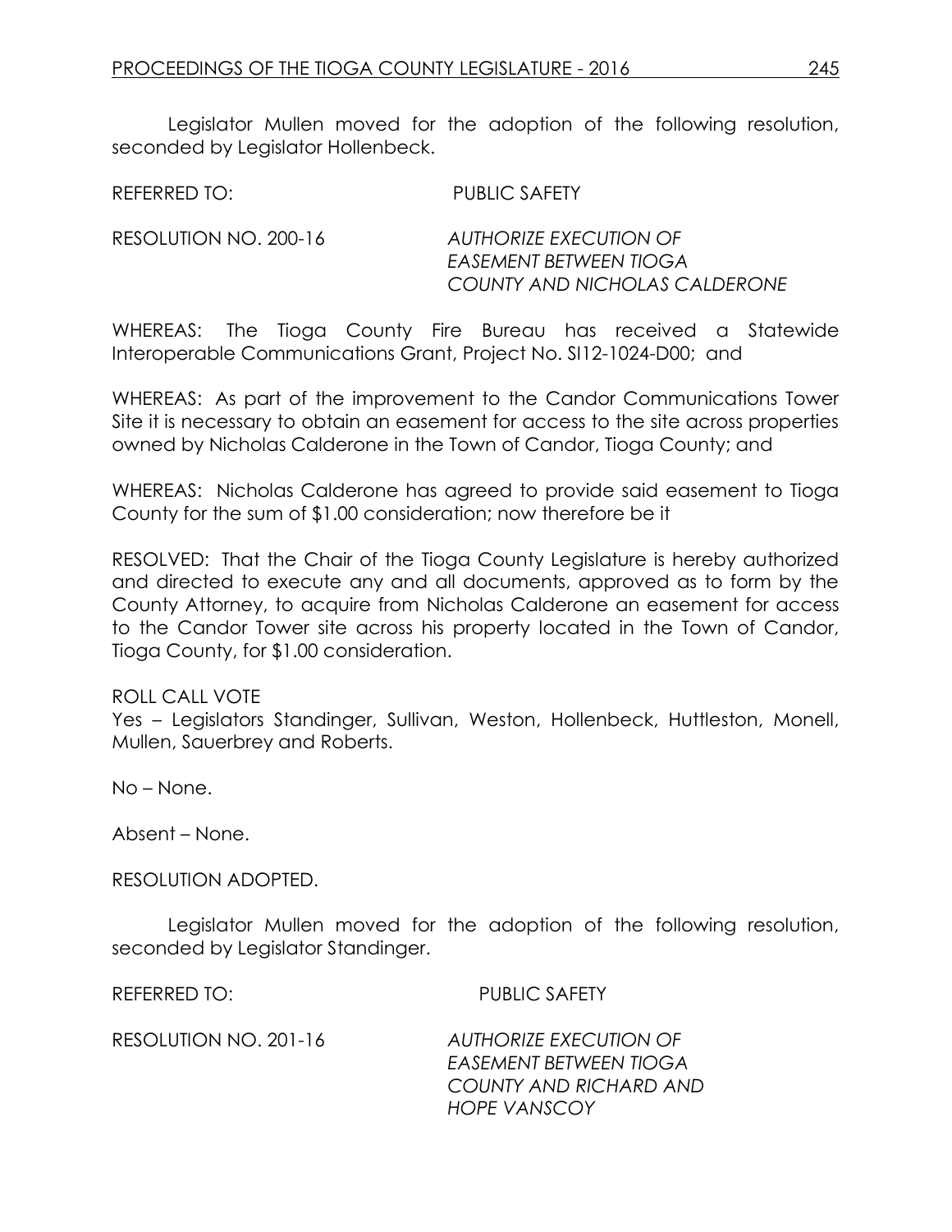Legislator Mullen moved for the adoption of the following resolution, seconded by Legislator Hollenbeck.

REFERRED TO: PUBLIC SAFETY

RESOLUTION NO. 200-16 *AUTHORIZE EXECUTION OF EASEMENT BETWEEN TIOGA COUNTY AND NICHOLAS CALDERONE*

WHEREAS: The Tioga County Fire Bureau has received a Statewide Interoperable Communications Grant, Project No. SI12-1024-D00; and

WHEREAS: As part of the improvement to the Candor Communications Tower Site it is necessary to obtain an easement for access to the site across properties owned by Nicholas Calderone in the Town of Candor, Tioga County; and

WHEREAS: Nicholas Calderone has agreed to provide said easement to Tioga County for the sum of $1.00 consideration; now therefore be it

RESOLVED: That the Chair of the Tioga County Legislature is hereby authorized and directed to execute any and all documents, approved as to form by the County Attorney, to acquire from Nicholas Calderone an easement for access to the Candor Tower site across his property located in the Town of Candor, Tioga County, for $1.00 consideration.

ROLL CALL VOTE
Yes – Legislators Standinger, Sullivan, Weston, Hollenbeck, Huttleston, Monell, Mullen, Sauerbrey and Roberts.

No – None.

Absent – None.

RESOLUTION ADOPTED.

Legislator Mullen moved for the adoption of the following resolution, seconded by Legislator Standinger.

REFERRED TO: PUBLIC SAFETY

RESOLUTION NO. 201-16 *AUTHORIZE EXECUTION OF EASEMENT BETWEEN TIOGA COUNTY AND RICHARD AND HOPE VANSCOY*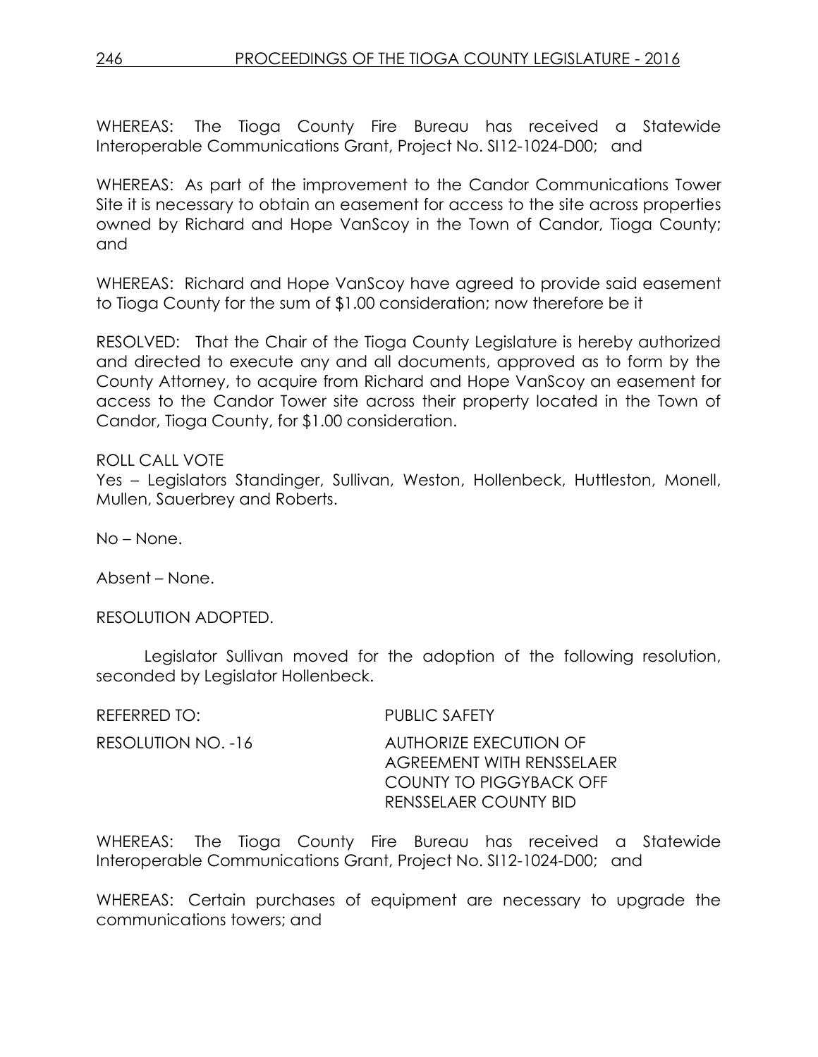WHEREAS: The Tioga County Fire Bureau has received a Statewide Interoperable Communications Grant, Project No. SI12-1024-D00; and

WHEREAS: As part of the improvement to the Candor Communications Tower Site it is necessary to obtain an easement for access to the site across properties owned by Richard and Hope VanScoy in the Town of Candor, Tioga County; and

WHEREAS: Richard and Hope VanScoy have agreed to provide said easement to Tioga County for the sum of $1.00 consideration; now therefore be it

RESOLVED: That the Chair of the Tioga County Legislature is hereby authorized and directed to execute any and all documents, approved as to form by the County Attorney, to acquire from Richard and Hope VanScoy an easement for access to the Candor Tower site across their property located in the Town of Candor, Tioga County, for $1.00 consideration.

ROLL CALL VOTE

Yes – Legislators Standinger, Sullivan, Weston, Hollenbeck, Huttleston, Monell, Mullen, Sauerbrey and Roberts.

No – None.

Absent – None.

RESOLUTION ADOPTED.

Legislator Sullivan moved for the adoption of the following resolution, seconded by Legislator Hollenbeck.

REFERRED TO: PUBLIC SAFETY

RESOLUTION NO. -16 AUTHORIZE EXECUTION OF AGREEMENT WITH RENSSELAER COUNTY TO PIGGYBACK OFF RENSSELAER COUNTY BID

WHEREAS: The Tioga County Fire Bureau has received a Statewide Interoperable Communications Grant, Project No. SI12-1024-D00; and

WHEREAS: Certain purchases of equipment are necessary to upgrade the communications towers; and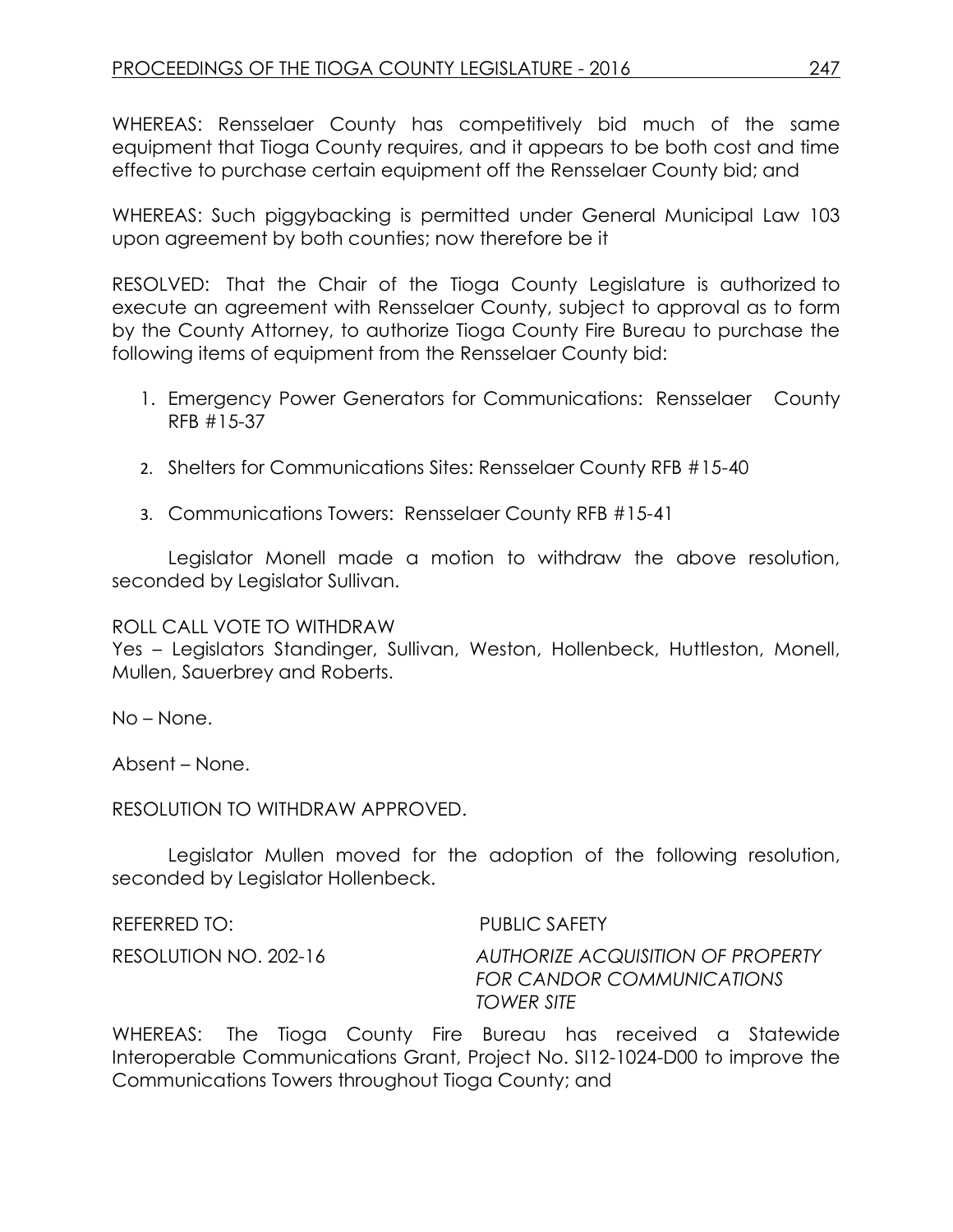WHEREAS: Rensselaer County has competitively bid much of the same equipment that Tioga County requires, and it appears to be both cost and time effective to purchase certain equipment off the Rensselaer County bid; and

WHEREAS: Such piggybacking is permitted under General Municipal Law 103 upon agreement by both counties; now therefore be it

RESOLVED: That the Chair of the Tioga County Legislature is authorized to execute an agreement with Rensselaer County, subject to approval as to form by the County Attorney, to authorize Tioga County Fire Bureau to purchase the following items of equipment from the Rensselaer County bid:

1. Emergency Power Generators for Communications: Rensselaer County RFB #15-37
2. Shelters for Communications Sites: Rensselaer County RFB #15-40
3. Communications Towers: Rensselaer County RFB #15-41

Legislator Monell made a motion to withdraw the above resolution, seconded by Legislator Sullivan.

ROLL CALL VOTE TO WITHDRAW

Yes – Legislators Standinger, Sullivan, Weston, Hollenbeck, Huttleston, Monell, Mullen, Sauerbrey and Roberts.

No – None.

Absent – None.

RESOLUTION TO WITHDRAW APPROVED.

Legislator Mullen moved for the adoption of the following resolution, seconded by Legislator Hollenbeck.

REFERRED TO: PUBLIC SAFETY

RESOLUTION NO. 202-16 *AUTHORIZE ACQUISITION OF PROPERTY FOR CANDOR COMMUNICATIONS TOWER SITE*

WHEREAS: The Tioga County Fire Bureau has received a Statewide Interoperable Communications Grant, Project No. SI12-1024-D00 to improve the Communications Towers throughout Tioga County; and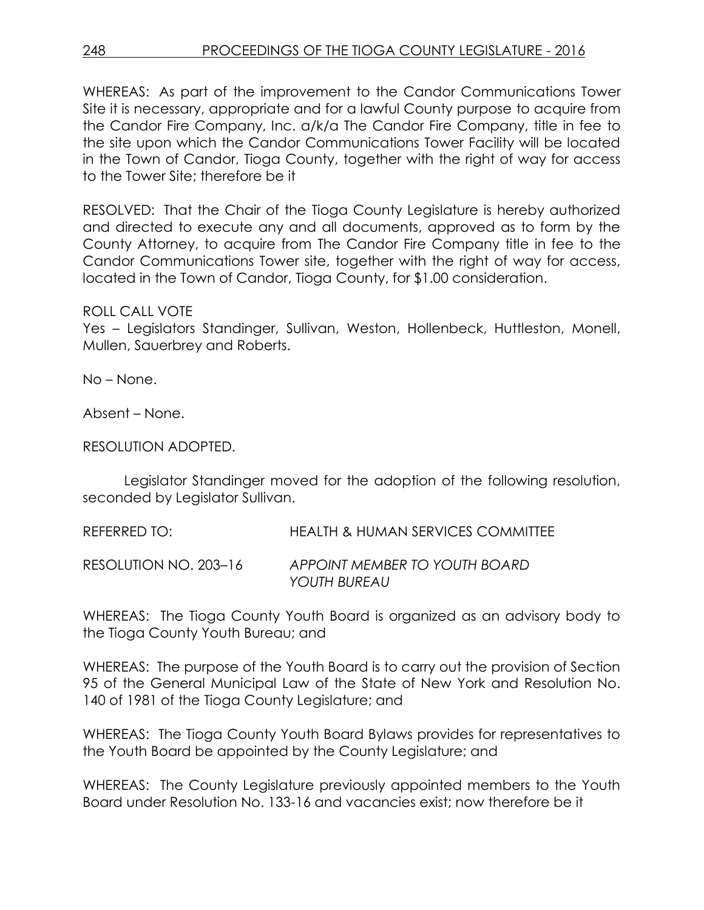WHEREAS: As part of the improvement to the Candor Communications Tower Site it is necessary, appropriate and for a lawful County purpose to acquire from the Candor Fire Company, Inc. a/k/a The Candor Fire Company, title in fee to the site upon which the Candor Communications Tower Facility will be located in the Town of Candor, Tioga County, together with the right of way for access to the Tower Site; therefore be it

RESOLVED: That the Chair of the Tioga County Legislature is hereby authorized and directed to execute any and all documents, approved as to form by the County Attorney, to acquire from The Candor Fire Company title in fee to the Candor Communications Tower site, together with the right of way for access, located in the Town of Candor, Tioga County, for $1.00 consideration.

ROLL CALL VOTE

Yes – Legislators Standinger, Sullivan, Weston, Hollenbeck, Huttleston, Monell, Mullen, Sauerbrey and Roberts.

No – None.

Absent – None.

RESOLUTION ADOPTED.

Legislator Standinger moved for the adoption of the following resolution, seconded by Legislator Sullivan.

REFERRED TO: HEALTH & HUMAN SERVICES COMMITTEE

RESOLUTION NO. 203–16 *APPOINT MEMBER TO YOUTH BOARD YOUTH BUREAU*

WHEREAS: The Tioga County Youth Board is organized as an advisory body to the Tioga County Youth Bureau; and

WHEREAS: The purpose of the Youth Board is to carry out the provision of Section 95 of the General Municipal Law of the State of New York and Resolution No. 140 of 1981 of the Tioga County Legislature; and

WHEREAS: The Tioga County Youth Board Bylaws provides for representatives to the Youth Board be appointed by the County Legislature; and

WHEREAS: The County Legislature previously appointed members to the Youth Board under Resolution No. 133-16 and vacancies exist; now therefore be it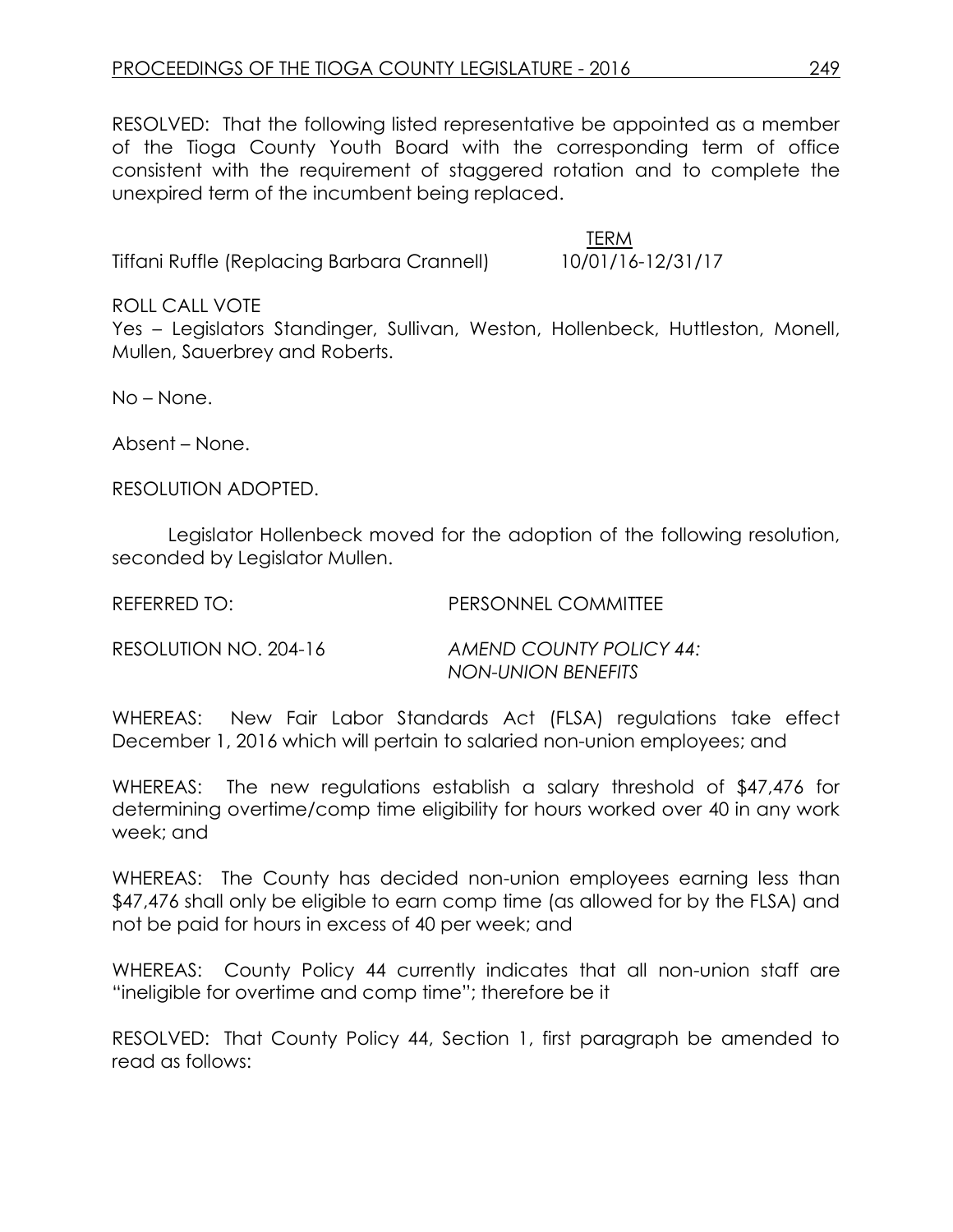RESOLVED: That the following listed representative be appointed as a member of the Tioga County Youth Board with the corresponding term of office consistent with the requirement of staggered rotation and to complete the unexpired term of the incumbent being replaced.

| | TERM |
|---|---|
| Tiffani Ruffle (Replacing Barbara Crannell) | 10/01/16-12/31/17 |

ROLL CALL VOTE
Yes – Legislators Standinger, Sullivan, Weston, Hollenbeck, Huttleston, Monell, Mullen, Sauerbrey and Roberts.

No – None.

Absent – None.

RESOLUTION ADOPTED.

Legislator Hollenbeck moved for the adoption of the following resolution, seconded by Legislator Mullen.

REFERRED TO: PERSONNEL COMMITTEE

RESOLUTION NO. 204-16 *AMEND COUNTY POLICY 44: NON-UNION BENEFITS*

WHEREAS: New Fair Labor Standards Act (FLSA) regulations take effect December 1, 2016 which will pertain to salaried non-union employees; and

WHEREAS: The new regulations establish a salary threshold of $47,476 for determining overtime/comp time eligibility for hours worked over 40 in any work week; and

WHEREAS: The County has decided non-union employees earning less than $47,476 shall only be eligible to earn comp time (as allowed for by the FLSA) and not be paid for hours in excess of 40 per week; and

WHEREAS: County Policy 44 currently indicates that all non-union staff are "ineligible for overtime and comp time"; therefore be it

RESOLVED: That County Policy 44, Section 1, first paragraph be amended to read as follows: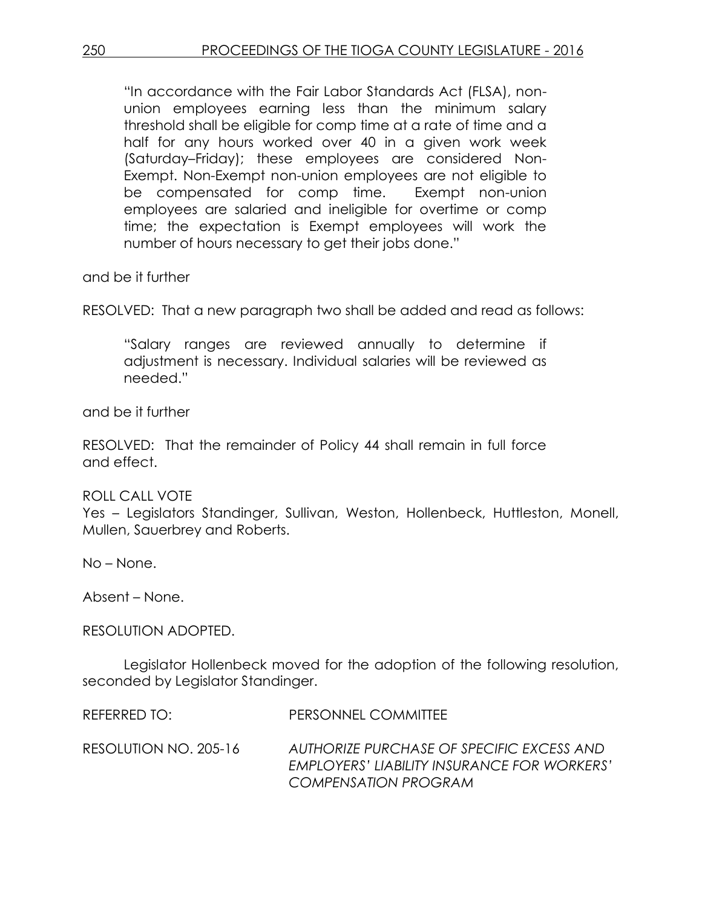"In accordance with the Fair Labor Standards Act (FLSA), non-union employees earning less than the minimum salary threshold shall be eligible for comp time at a rate of time and a half for any hours worked over 40 in a given work week (Saturday–Friday); these employees are considered Non-Exempt. Non-Exempt non-union employees are not eligible to be compensated for comp time. Exempt non-union employees are salaried and ineligible for overtime or comp time; the expectation is Exempt employees will work the number of hours necessary to get their jobs done."

and be it further

RESOLVED: That a new paragraph two shall be added and read as follows:

"Salary ranges are reviewed annually to determine if adjustment is necessary. Individual salaries will be reviewed as needed."

and be it further

RESOLVED: That the remainder of Policy 44 shall remain in full force and effect.

ROLL CALL VOTE
Yes – Legislators Standinger, Sullivan, Weston, Hollenbeck, Huttleston, Monell, Mullen, Sauerbrey and Roberts.

No – None.

Absent – None.

RESOLUTION ADOPTED.

Legislator Hollenbeck moved for the adoption of the following resolution, seconded by Legislator Standinger.

REFERRED TO: PERSONNEL COMMITTEE

RESOLUTION NO. 205-16 *AUTHORIZE PURCHASE OF SPECIFIC EXCESS AND EMPLOYERS' LIABILITY INSURANCE FOR WORKERS' COMPENSATION PROGRAM*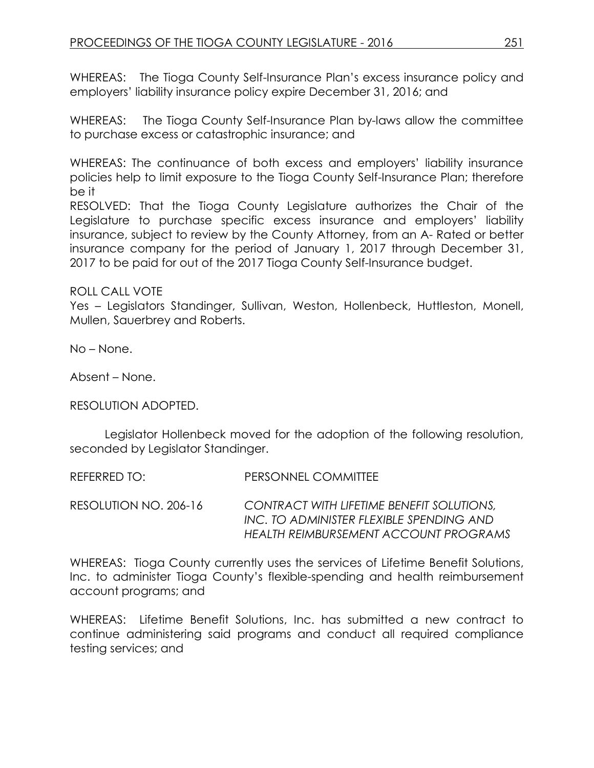WHEREAS: The Tioga County Self-Insurance Plan's excess insurance policy and employers' liability insurance policy expire December 31, 2016; and

WHEREAS: The Tioga County Self-Insurance Plan by-laws allow the committee to purchase excess or catastrophic insurance; and

WHEREAS: The continuance of both excess and employers' liability insurance policies help to limit exposure to the Tioga County Self-Insurance Plan; therefore be it

RESOLVED: That the Tioga County Legislature authorizes the Chair of the Legislature to purchase specific excess insurance and employers' liability insurance, subject to review by the County Attorney, from an A- Rated or better insurance company for the period of January 1, 2017 through December 31, 2017 to be paid for out of the 2017 Tioga County Self-Insurance budget.

ROLL CALL VOTE

Yes – Legislators Standinger, Sullivan, Weston, Hollenbeck, Huttleston, Monell, Mullen, Sauerbrey and Roberts.

No – None.

Absent – None.

RESOLUTION ADOPTED.

Legislator Hollenbeck moved for the adoption of the following resolution, seconded by Legislator Standinger.

REFERRED TO: PERSONNEL COMMITTEE

RESOLUTION NO. 206-16 *CONTRACT WITH LIFETIME BENEFIT SOLUTIONS, INC. TO ADMINISTER FLEXIBLE SPENDING AND HEALTH REIMBURSEMENT ACCOUNT PROGRAMS*

WHEREAS: Tioga County currently uses the services of Lifetime Benefit Solutions, Inc. to administer Tioga County's flexible-spending and health reimbursement account programs; and

WHEREAS: Lifetime Benefit Solutions, Inc. has submitted a new contract to continue administering said programs and conduct all required compliance testing services; and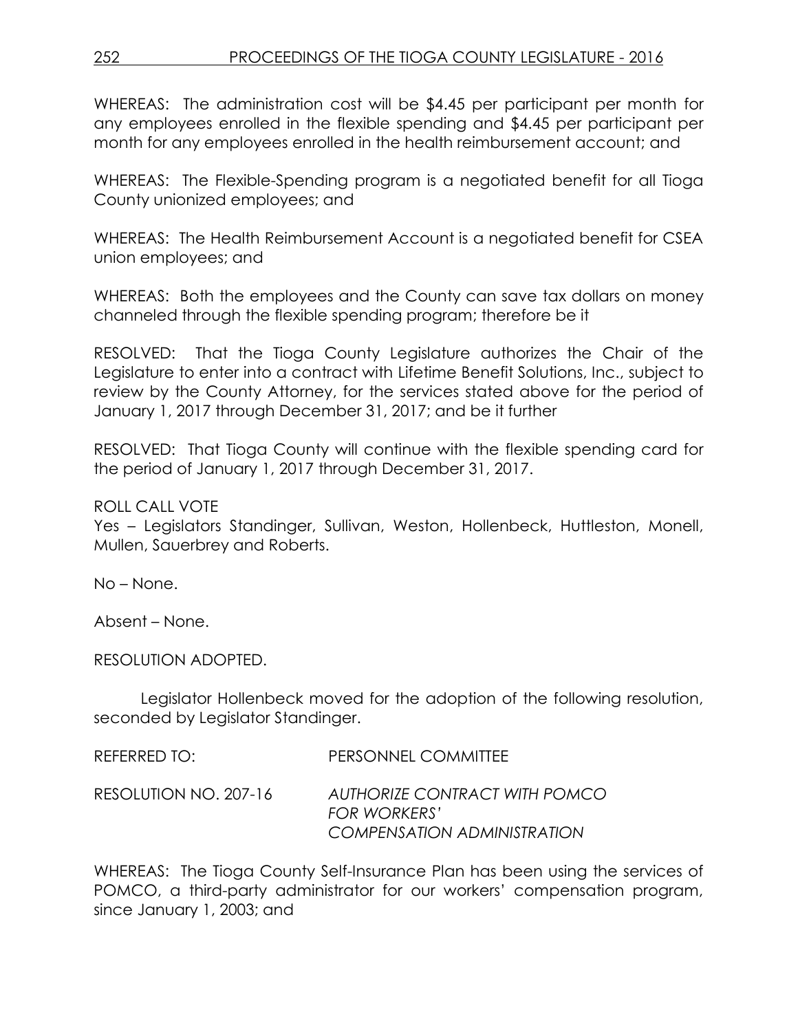WHEREAS: The administration cost will be $4.45 per participant per month for any employees enrolled in the flexible spending and $4.45 per participant per month for any employees enrolled in the health reimbursement account; and

WHEREAS: The Flexible-Spending program is a negotiated benefit for all Tioga County unionized employees; and

WHEREAS: The Health Reimbursement Account is a negotiated benefit for CSEA union employees; and

WHEREAS: Both the employees and the County can save tax dollars on money channeled through the flexible spending program; therefore be it

RESOLVED: That the Tioga County Legislature authorizes the Chair of the Legislature to enter into a contract with Lifetime Benefit Solutions, Inc., subject to review by the County Attorney, for the services stated above for the period of January 1, 2017 through December 31, 2017; and be it further

RESOLVED: That Tioga County will continue with the flexible spending card for the period of January 1, 2017 through December 31, 2017.

ROLL CALL VOTE
Yes – Legislators Standinger, Sullivan, Weston, Hollenbeck, Huttleston, Monell, Mullen, Sauerbrey and Roberts.

No – None.

Absent – None.

RESOLUTION ADOPTED.

Legislator Hollenbeck moved for the adoption of the following resolution, seconded by Legislator Standinger.

REFERRED TO: PERSONNEL COMMITTEE

RESOLUTION NO. 207-16 *AUTHORIZE CONTRACT WITH POMCO FOR WORKERS' COMPENSATION ADMINISTRATION*

WHEREAS: The Tioga County Self-Insurance Plan has been using the services of POMCO, a third-party administrator for our workers' compensation program, since January 1, 2003; and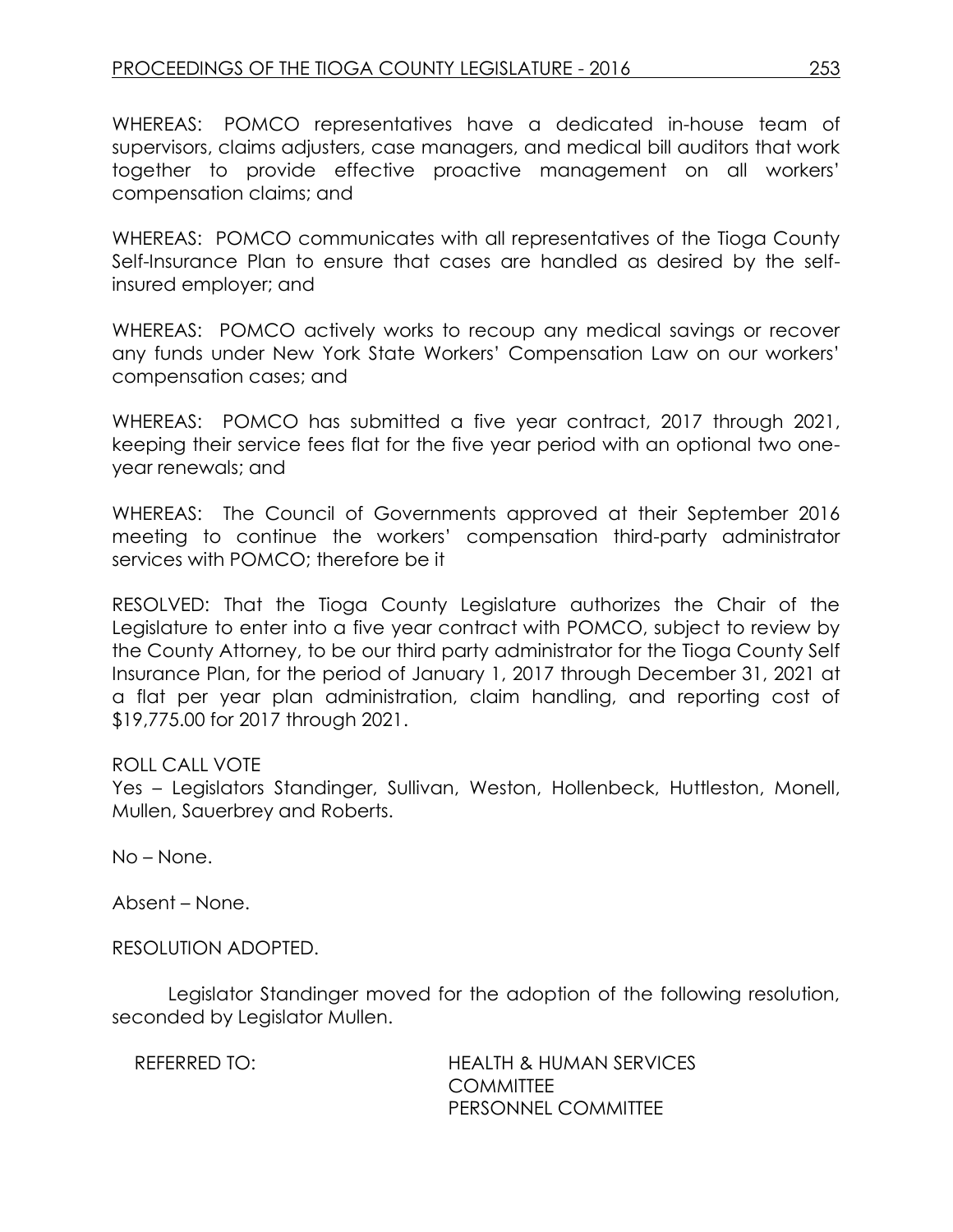WHEREAS: POMCO representatives have a dedicated in-house team of supervisors, claims adjusters, case managers, and medical bill auditors that work together to provide effective proactive management on all workers' compensation claims; and

WHEREAS: POMCO communicates with all representatives of the Tioga County Self-Insurance Plan to ensure that cases are handled as desired by the self-insured employer; and

WHEREAS: POMCO actively works to recoup any medical savings or recover any funds under New York State Workers' Compensation Law on our workers' compensation cases; and

WHEREAS: POMCO has submitted a five year contract, 2017 through 2021, keeping their service fees flat for the five year period with an optional two one-year renewals; and

WHEREAS: The Council of Governments approved at their September 2016 meeting to continue the workers' compensation third-party administrator services with POMCO; therefore be it

RESOLVED: That the Tioga County Legislature authorizes the Chair of the Legislature to enter into a five year contract with POMCO, subject to review by the County Attorney, to be our third party administrator for the Tioga County Self Insurance Plan, for the period of January 1, 2017 through December 31, 2021 at a flat per year plan administration, claim handling, and reporting cost of $19,775.00 for 2017 through 2021.

ROLL CALL VOTE
Yes – Legislators Standinger, Sullivan, Weston, Hollenbeck, Huttleston, Monell, Mullen, Sauerbrey and Roberts.

No – None.

Absent – None.

RESOLUTION ADOPTED.

Legislator Standinger moved for the adoption of the following resolution, seconded by Legislator Mullen.

REFERRED TO: HEALTH & HUMAN SERVICES COMMITTEE
PERSONNEL COMMITTEE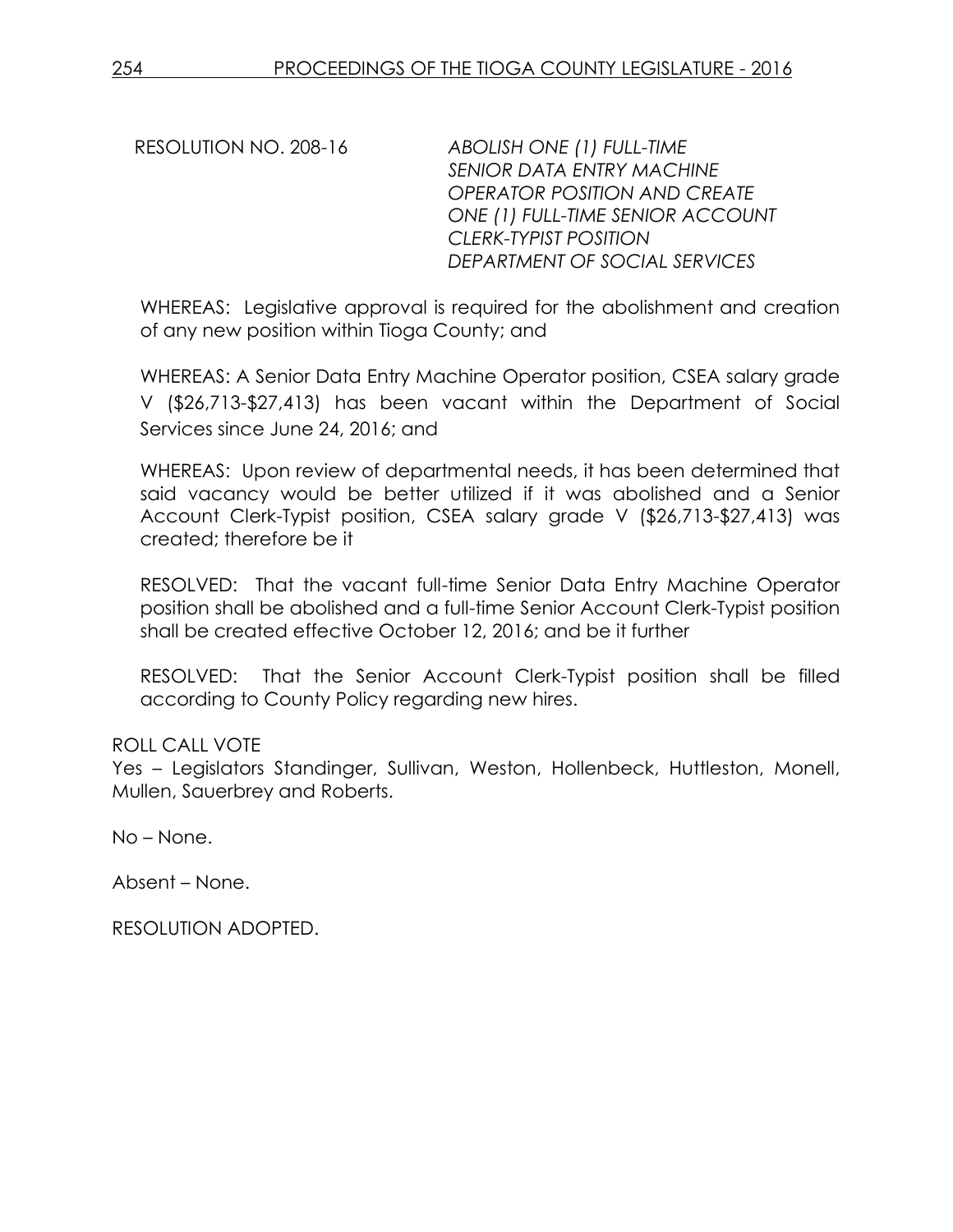RESOLUTION NO. 208-16 *ABOLISH ONE (1) FULL-TIME SENIOR DATA ENTRY MACHINE OPERATOR POSITION AND CREATE ONE (1) FULL-TIME SENIOR ACCOUNT CLERK-TYPIST POSITION DEPARTMENT OF SOCIAL SERVICES*

WHEREAS: Legislative approval is required for the abolishment and creation of any new position within Tioga County; and

WHEREAS: A Senior Data Entry Machine Operator position, CSEA salary grade V ($26,713-$27,413) has been vacant within the Department of Social Services since June 24, 2016; and

WHEREAS: Upon review of departmental needs, it has been determined that said vacancy would be better utilized if it was abolished and a Senior Account Clerk-Typist position, CSEA salary grade V ($26,713-$27,413) was created; therefore be it

RESOLVED: That the vacant full-time Senior Data Entry Machine Operator position shall be abolished and a full-time Senior Account Clerk-Typist position shall be created effective October 12, 2016; and be it further

RESOLVED: That the Senior Account Clerk-Typist position shall be filled according to County Policy regarding new hires.

ROLL CALL VOTE
Yes – Legislators Standinger, Sullivan, Weston, Hollenbeck, Huttleston, Monell, Mullen, Sauerbrey and Roberts.

No – None.

Absent – None.

RESOLUTION ADOPTED.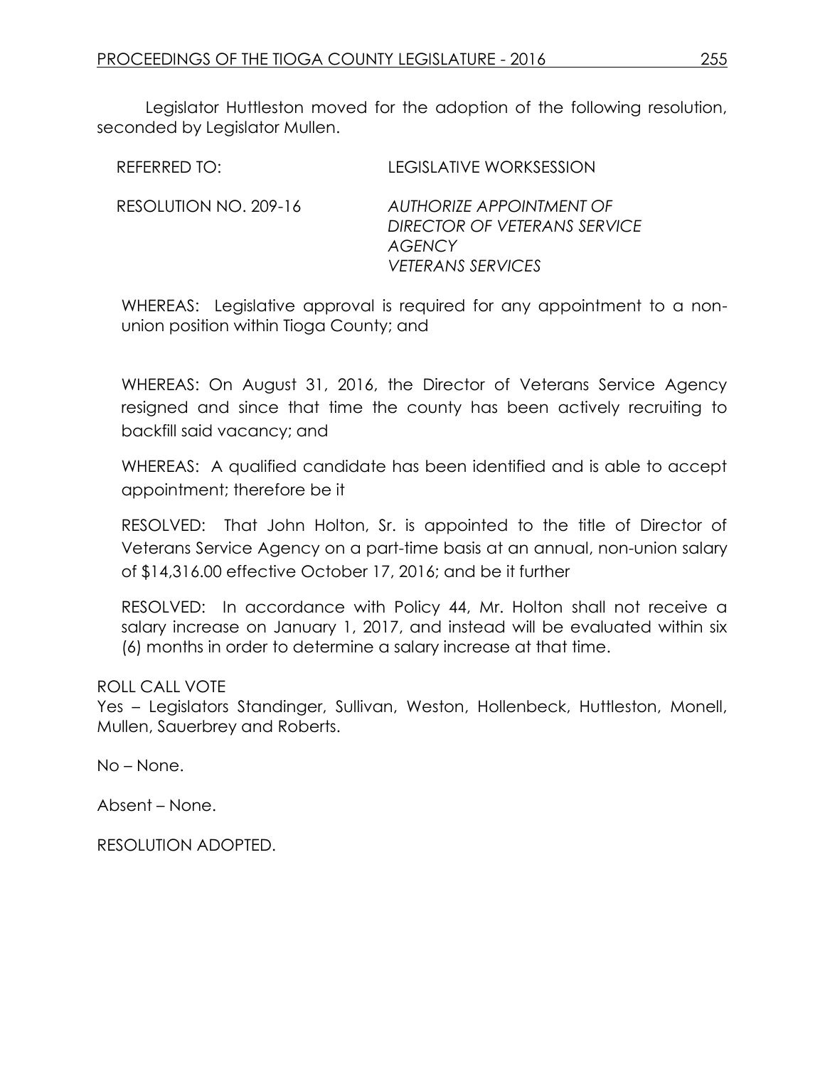Legislator Huttleston moved for the adoption of the following resolution, seconded by Legislator Mullen.

REFERRED TO: LEGISLATIVE WORKSESSION

RESOLUTION NO. 209-16 *AUTHORIZE APPOINTMENT OF DIRECTOR OF VETERANS SERVICE AGENCY VETERANS SERVICES*

WHEREAS: Legislative approval is required for any appointment to a non-union position within Tioga County; and

WHEREAS: On August 31, 2016, the Director of Veterans Service Agency resigned and since that time the county has been actively recruiting to backfill said vacancy; and

WHEREAS: A qualified candidate has been identified and is able to accept appointment; therefore be it

RESOLVED: That John Holton, Sr. is appointed to the title of Director of Veterans Service Agency on a part-time basis at an annual, non-union salary of $14,316.00 effective October 17, 2016; and be it further

RESOLVED: In accordance with Policy 44, Mr. Holton shall not receive a salary increase on January 1, 2017, and instead will be evaluated within six (6) months in order to determine a salary increase at that time.

ROLL CALL VOTE
Yes – Legislators Standinger, Sullivan, Weston, Hollenbeck, Huttleston, Monell, Mullen, Sauerbrey and Roberts.

No – None.

Absent – None.

RESOLUTION ADOPTED.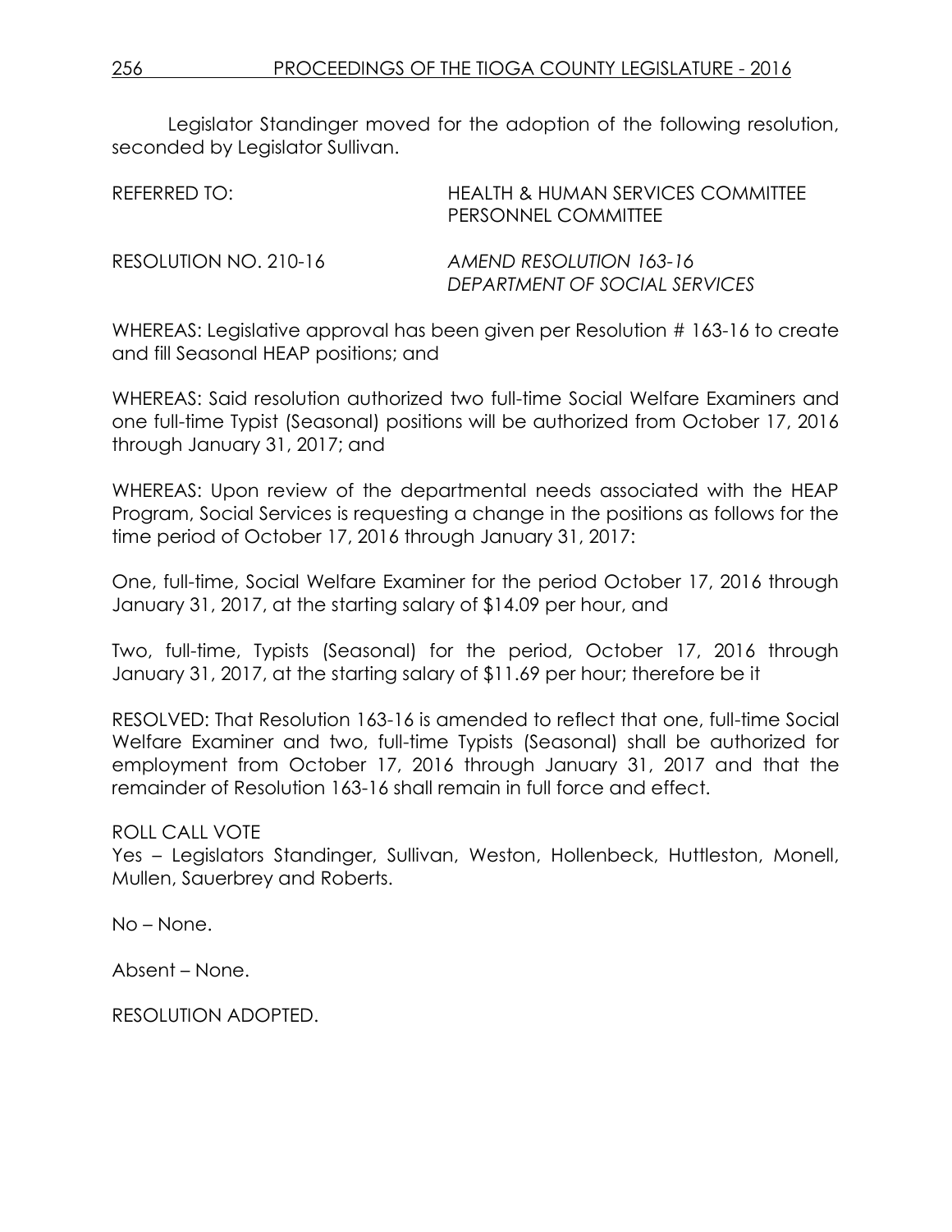Legislator Standinger moved for the adoption of the following resolution, seconded by Legislator Sullivan.

REFERRED TO: HEALTH & HUMAN SERVICES COMMITTEE
PERSONNEL COMMITTEE

RESOLUTION NO. 210-16 *AMEND RESOLUTION 163-16*
*DEPARTMENT OF SOCIAL SERVICES*

WHEREAS: Legislative approval has been given per Resolution # 163-16 to create and fill Seasonal HEAP positions; and

WHEREAS: Said resolution authorized two full-time Social Welfare Examiners and one full-time Typist (Seasonal) positions will be authorized from October 17, 2016 through January 31, 2017; and

WHEREAS: Upon review of the departmental needs associated with the HEAP Program, Social Services is requesting a change in the positions as follows for the time period of October 17, 2016 through January 31, 2017:

One, full-time, Social Welfare Examiner for the period October 17, 2016 through January 31, 2017, at the starting salary of $14.09 per hour, and

Two, full-time, Typists (Seasonal) for the period, October 17, 2016 through January 31, 2017, at the starting salary of $11.69 per hour; therefore be it

RESOLVED: That Resolution 163-16 is amended to reflect that one, full-time Social Welfare Examiner and two, full-time Typists (Seasonal) shall be authorized for employment from October 17, 2016 through January 31, 2017 and that the remainder of Resolution 163-16 shall remain in full force and effect.

ROLL CALL VOTE
Yes – Legislators Standinger, Sullivan, Weston, Hollenbeck, Huttleston, Monell, Mullen, Sauerbrey and Roberts.

No – None.

Absent – None.

RESOLUTION ADOPTED.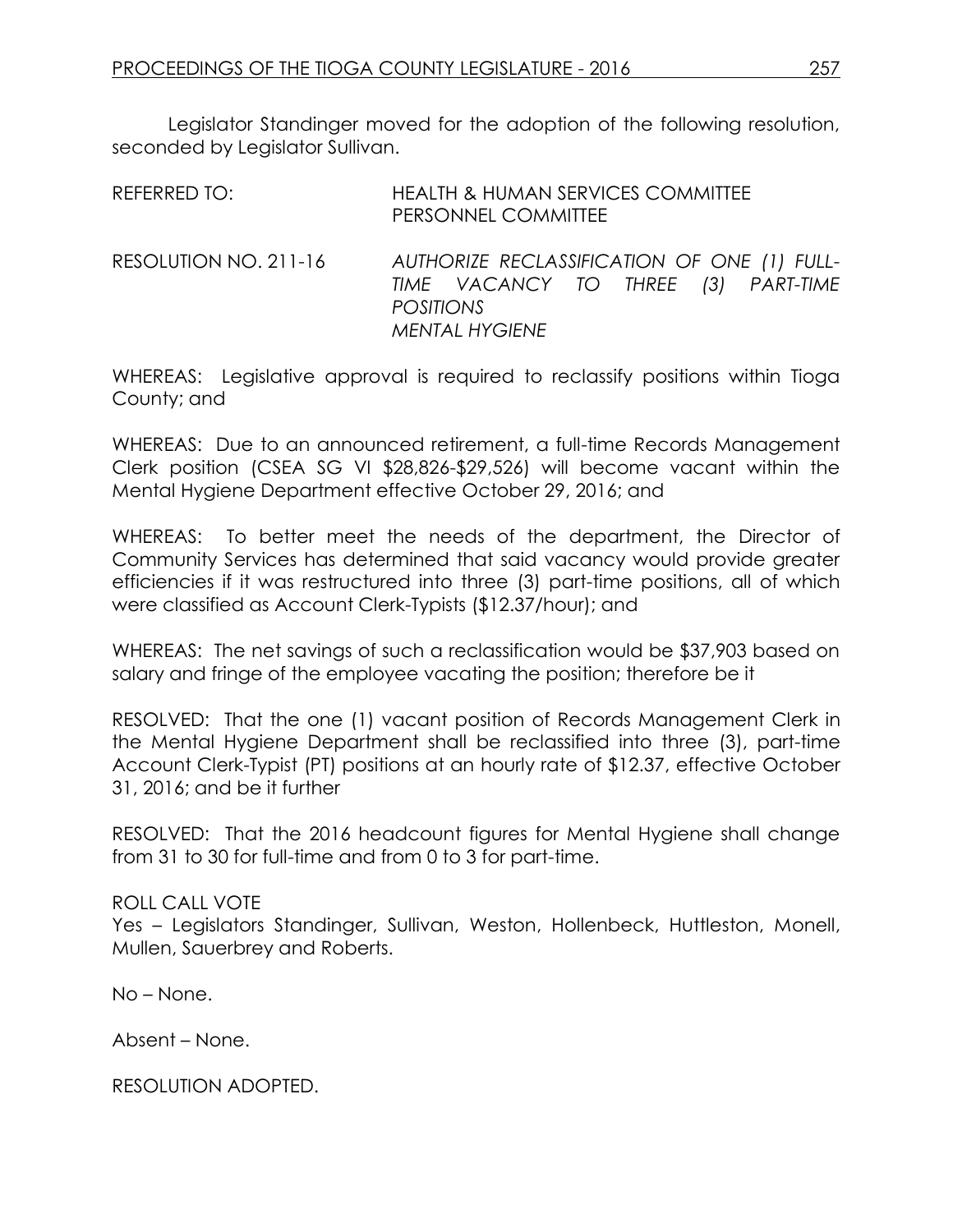Legislator Standinger moved for the adoption of the following resolution, seconded by Legislator Sullivan.

REFERRED TO: HEALTH & HUMAN SERVICES COMMITTEE
PERSONNEL COMMITTEE

RESOLUTION NO. 211-16 *AUTHORIZE RECLASSIFICATION OF ONE (1) FULL-TIME VACANCY TO THREE (3) PART-TIME POSITIONS*
*MENTAL HYGIENE*

WHEREAS: Legislative approval is required to reclassify positions within Tioga County; and

WHEREAS: Due to an announced retirement, a full-time Records Management Clerk position (CSEA SG VI $28,826-$29,526) will become vacant within the Mental Hygiene Department effective October 29, 2016; and

WHEREAS: To better meet the needs of the department, the Director of Community Services has determined that said vacancy would provide greater efficiencies if it was restructured into three (3) part-time positions, all of which were classified as Account Clerk-Typists ($12.37/hour); and

WHEREAS: The net savings of such a reclassification would be $37,903 based on salary and fringe of the employee vacating the position; therefore be it

RESOLVED: That the one (1) vacant position of Records Management Clerk in the Mental Hygiene Department shall be reclassified into three (3), part-time Account Clerk-Typist (PT) positions at an hourly rate of $12.37, effective October 31, 2016; and be it further

RESOLVED: That the 2016 headcount figures for Mental Hygiene shall change from 31 to 30 for full-time and from 0 to 3 for part-time.

ROLL CALL VOTE
Yes – Legislators Standinger, Sullivan, Weston, Hollenbeck, Huttleston, Monell, Mullen, Sauerbrey and Roberts.

No – None.

Absent – None.

RESOLUTION ADOPTED.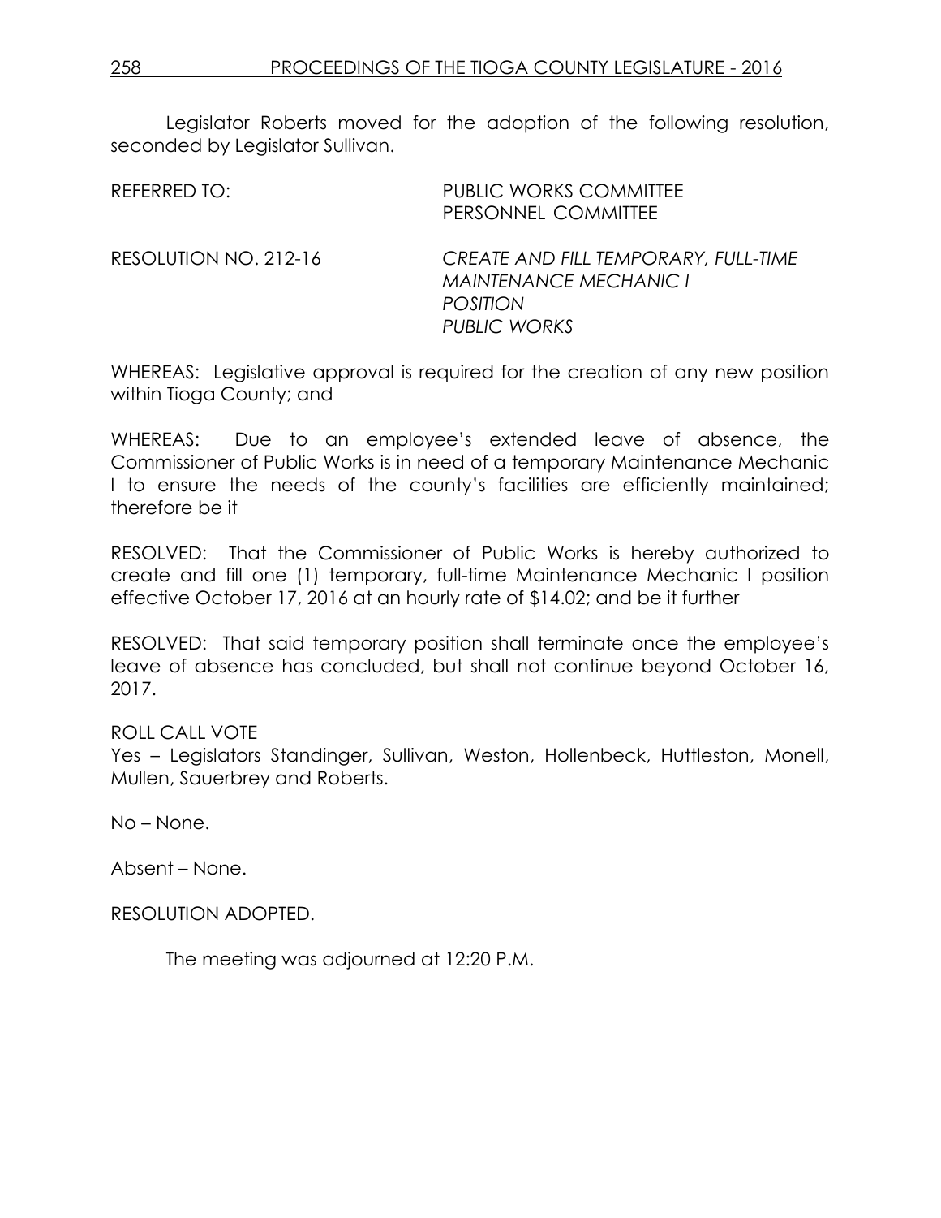Legislator Roberts moved for the adoption of the following resolution, seconded by Legislator Sullivan.

| | |
|---|---|
| REFERRED TO: | PUBLIC WORKS COMMITTEE<br>PERSONNEL COMMITTEE |
| RESOLUTION NO. 212-16 | *CREATE AND FILL TEMPORARY, FULL-TIME MAINTENANCE MECHANIC I POSITION PUBLIC WORKS* |

WHEREAS: Legislative approval is required for the creation of any new position within Tioga County; and

WHEREAS: Due to an employee's extended leave of absence, the Commissioner of Public Works is in need of a temporary Maintenance Mechanic I to ensure the needs of the county's facilities are efficiently maintained; therefore be it

RESOLVED: That the Commissioner of Public Works is hereby authorized to create and fill one (1) temporary, full-time Maintenance Mechanic I position effective October 17, 2016 at an hourly rate of $14.02; and be it further

RESOLVED: That said temporary position shall terminate once the employee's leave of absence has concluded, but shall not continue beyond October 16, 2017.

ROLL CALL VOTE
Yes – Legislators Standinger, Sullivan, Weston, Hollenbeck, Huttleston, Monell, Mullen, Sauerbrey and Roberts.

No – None.

Absent – None.

RESOLUTION ADOPTED.

The meeting was adjourned at 12:20 P.M.